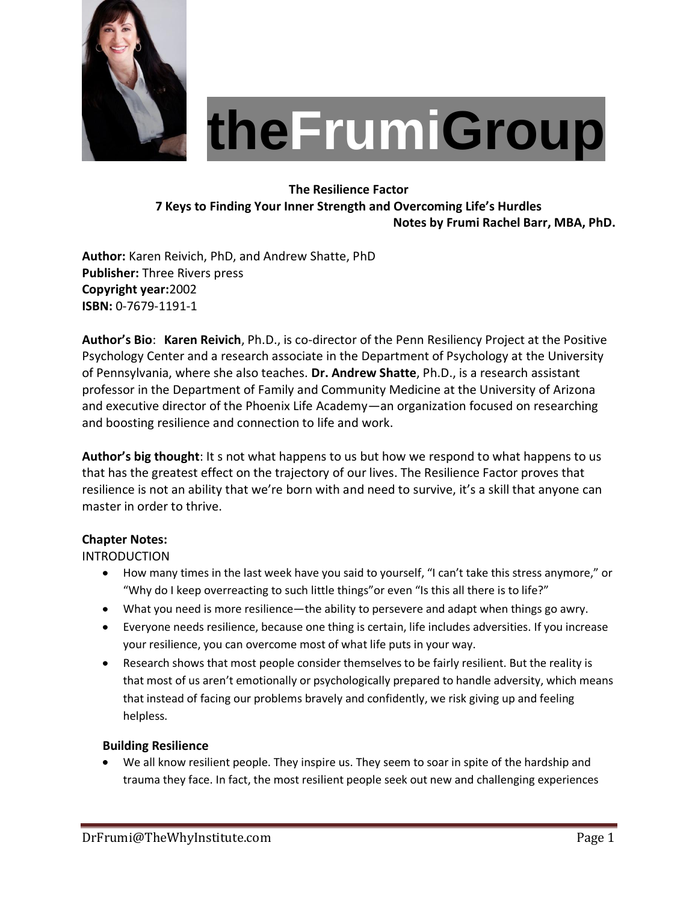# theFrumiGroup

**The Resilience Factor**
**7 Keys to Finding Your Inner Strength and Overcoming Life's Hurdles**
**Notes by Frumi Rachel Barr, MBA, PhD.**

**Author:** Karen Reivich, PhD, and Andrew Shatte, PhD
**Publisher:** Three Rivers press
**Copyright year:**2002
**ISBN:** 0-7679-1191-1

**Author's Bio**: **Karen Reivich**, Ph.D., is co-director of the Penn Resiliency Project at the Positive Psychology Center and a research associate in the Department of Psychology at the University of Pennsylvania, where she also teaches. **Dr. Andrew Shatte**, Ph.D., is a research assistant professor in the Department of Family and Community Medicine at the University of Arizona and executive director of the Phoenix Life Academy—an organization focused on researching and boosting resilience and connection to life and work.

**Author's big thought**: It s not what happens to us but how we respond to what happens to us that has the greatest effect on the trajectory of our lives. The Resilience Factor proves that resilience is not an ability that we're born with and need to survive, it's a skill that anyone can master in order to thrive.

**Chapter Notes:**
INTRODUCTION

- How many times in the last week have you said to yourself, "I can't take this stress anymore," or "Why do I keep overreacting to such little things"or even "Is this all there is to life?"
- What you need is more resilience—the ability to persevere and adapt when things go awry.
- Everyone needs resilience, because one thing is certain, life includes adversities. If you increase your resilience, you can overcome most of what life puts in your way.
- Research shows that most people consider themselves to be fairly resilient. But the reality is that most of us aren't emotionally or psychologically prepared to handle adversity, which means that instead of facing our problems bravely and confidently, we risk giving up and feeling helpless.

**Building Resilience**

- We all know resilient people. They inspire us. They seem to soar in spite of the hardship and trauma they face. In fact, the most resilient people seek out new and challenging experiences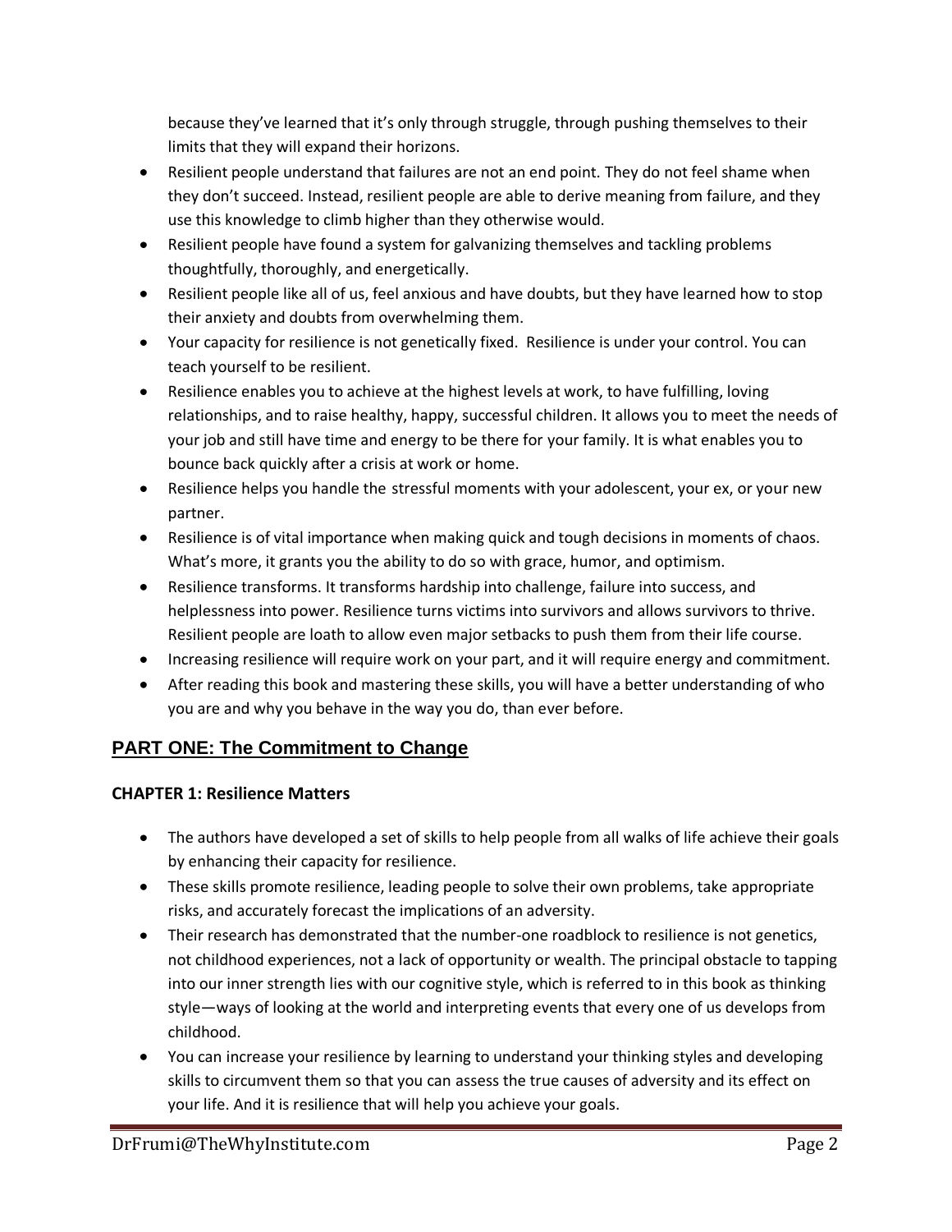because they've learned that it's only through struggle, through pushing themselves to their limits that they will expand their horizons.

- Resilient people understand that failures are not an end point. They do not feel shame when they don't succeed. Instead, resilient people are able to derive meaning from failure, and they use this knowledge to climb higher than they otherwise would.
- Resilient people have found a system for galvanizing themselves and tackling problems thoughtfully, thoroughly, and energetically.
- Resilient people like all of us, feel anxious and have doubts, but they have learned how to stop their anxiety and doubts from overwhelming them.
- Your capacity for resilience is not genetically fixed. Resilience is under your control. You can teach yourself to be resilient.
- Resilience enables you to achieve at the highest levels at work, to have fulfilling, loving relationships, and to raise healthy, happy, successful children. It allows you to meet the needs of your job and still have time and energy to be there for your family. It is what enables you to bounce back quickly after a crisis at work or home.
- Resilience helps you handle the stressful moments with your adolescent, your ex, or your new partner.
- Resilience is of vital importance when making quick and tough decisions in moments of chaos. What's more, it grants you the ability to do so with grace, humor, and optimism.
- Resilience transforms. It transforms hardship into challenge, failure into success, and helplessness into power. Resilience turns victims into survivors and allows survivors to thrive. Resilient people are loath to allow even major setbacks to push them from their life course.
- Increasing resilience will require work on your part, and it will require energy and commitment.
- After reading this book and mastering these skills, you will have a better understanding of who you are and why you behave in the way you do, than ever before.

## PART ONE: The Commitment to Change

### CHAPTER 1: Resilience Matters

- The authors have developed a set of skills to help people from all walks of life achieve their goals by enhancing their capacity for resilience.
- These skills promote resilience, leading people to solve their own problems, take appropriate risks, and accurately forecast the implications of an adversity.
- Their research has demonstrated that the number-one roadblock to resilience is not genetics, not childhood experiences, not a lack of opportunity or wealth. The principal obstacle to tapping into our inner strength lies with our cognitive style, which is referred to in this book as thinking style—ways of looking at the world and interpreting events that every one of us develops from childhood.
- You can increase your resilience by learning to understand your thinking styles and developing skills to circumvent them so that you can assess the true causes of adversity and its effect on your life. And it is resilience that will help you achieve your goals.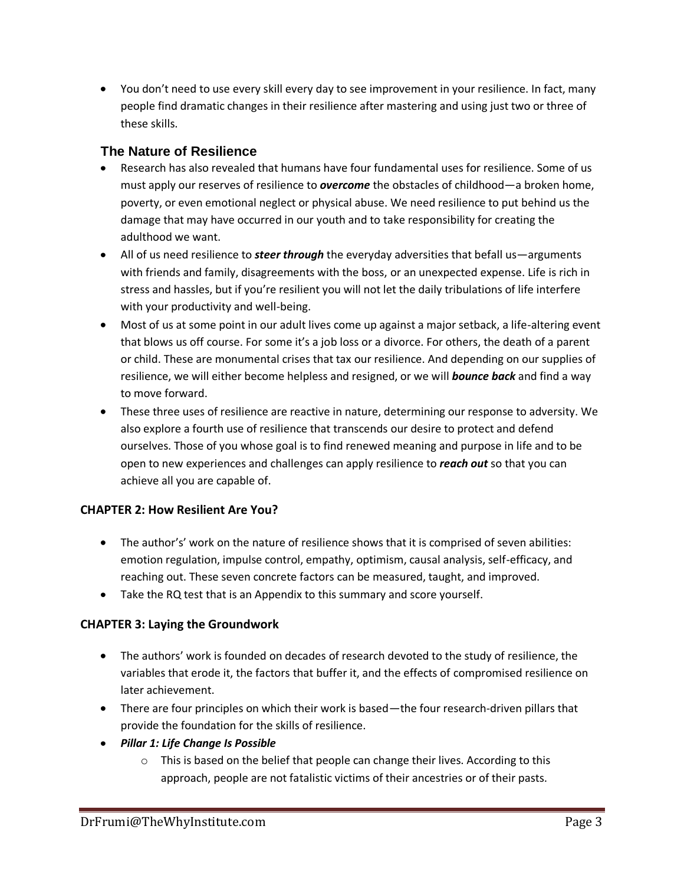- You don't need to use every skill every day to see improvement in your resilience. In fact, many people find dramatic changes in their resilience after mastering and using just two or three of these skills.

## The Nature of Resilience

- Research has also revealed that humans have four fundamental uses for resilience. Some of us must apply our reserves of resilience to ***overcome*** the obstacles of childhood—a broken home, poverty, or even emotional neglect or physical abuse. We need resilience to put behind us the damage that may have occurred in our youth and to take responsibility for creating the adulthood we want.
- All of us need resilience to ***steer through*** the everyday adversities that befall us—arguments with friends and family, disagreements with the boss, or an unexpected expense. Life is rich in stress and hassles, but if you're resilient you will not let the daily tribulations of life interfere with your productivity and well-being.
- Most of us at some point in our adult lives come up against a major setback, a life-altering event that blows us off course. For some it's a job loss or a divorce. For others, the death of a parent or child. These are monumental crises that tax our resilience. And depending on our supplies of resilience, we will either become helpless and resigned, or we will ***bounce back*** and find a way to move forward.
- These three uses of resilience are reactive in nature, determining our response to adversity. We also explore a fourth use of resilience that transcends our desire to protect and defend ourselves. Those of you whose goal is to find renewed meaning and purpose in life and to be open to new experiences and challenges can apply resilience to ***reach out*** so that you can achieve all you are capable of.

**CHAPTER 2: How Resilient Are You?**

- The author's' work on the nature of resilience shows that it is comprised of seven abilities: emotion regulation, impulse control, empathy, optimism, causal analysis, self-efficacy, and reaching out. These seven concrete factors can be measured, taught, and improved.
- Take the RQ test that is an Appendix to this summary and score yourself.

**CHAPTER 3: Laying the Groundwork**

- The authors' work is founded on decades of research devoted to the study of resilience, the variables that erode it, the factors that buffer it, and the effects of compromised resilience on later achievement.
- There are four principles on which their work is based—the four research-driven pillars that provide the foundation for the skills of resilience.
- ***Pillar 1: Life Change Is Possible***
    - This is based on the belief that people can change their lives. According to this approach, people are not fatalistic victims of their ancestries or of their pasts.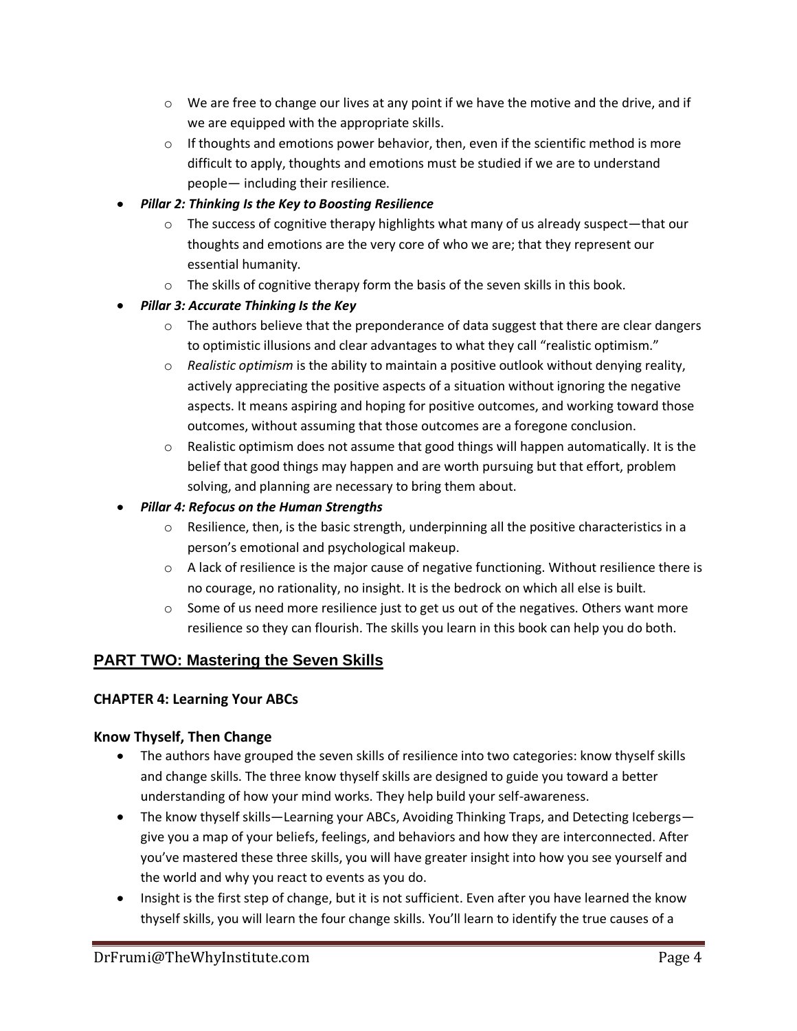- We are free to change our lives at any point if we have the motive and the drive, and if we are equipped with the appropriate skills.
   - If thoughts and emotions power behavior, then, even if the scientific method is more difficult to apply, thoughts and emotions must be studied if we are to understand people— including their resilience.
- ***Pillar 2: Thinking Is the Key to Boosting Resilience***
   - The success of cognitive therapy highlights what many of us already suspect—that our thoughts and emotions are the very core of who we are; that they represent our essential humanity.
   - The skills of cognitive therapy form the basis of the seven skills in this book.
- ***Pillar 3: Accurate Thinking Is the Key***
   - The authors believe that the preponderance of data suggest that there are clear dangers to optimistic illusions and clear advantages to what they call "realistic optimism."
   - *Realistic optimism* is the ability to maintain a positive outlook without denying reality, actively appreciating the positive aspects of a situation without ignoring the negative aspects. It means aspiring and hoping for positive outcomes, and working toward those outcomes, without assuming that those outcomes are a foregone conclusion.
   - Realistic optimism does not assume that good things will happen automatically. It is the belief that good things may happen and are worth pursuing but that effort, problem solving, and planning are necessary to bring them about.
- ***Pillar 4: Refocus on the Human Strengths***
   - Resilience, then, is the basic strength, underpinning all the positive characteristics in a person's emotional and psychological makeup.
   - A lack of resilience is the major cause of negative functioning. Without resilience there is no courage, no rationality, no insight. It is the bedrock on which all else is built.
   - Some of us need more resilience just to get us out of the negatives. Others want more resilience so they can flourish. The skills you learn in this book can help you do both.

## PART TWO: Mastering the Seven Skills

### CHAPTER 4: Learning Your ABCs

#### Know Thyself, Then Change

- The authors have grouped the seven skills of resilience into two categories: know thyself skills and change skills. The three know thyself skills are designed to guide you toward a better understanding of how your mind works. They help build your self-awareness.
- The know thyself skills—Learning your ABCs, Avoiding Thinking Traps, and Detecting Icebergs—give you a map of your beliefs, feelings, and behaviors and how they are interconnected. After you've mastered these three skills, you will have greater insight into how you see yourself and the world and why you react to events as you do.
- Insight is the first step of change, but it is not sufficient. Even after you have learned the know thyself skills, you will learn the four change skills. You'll learn to identify the true causes of a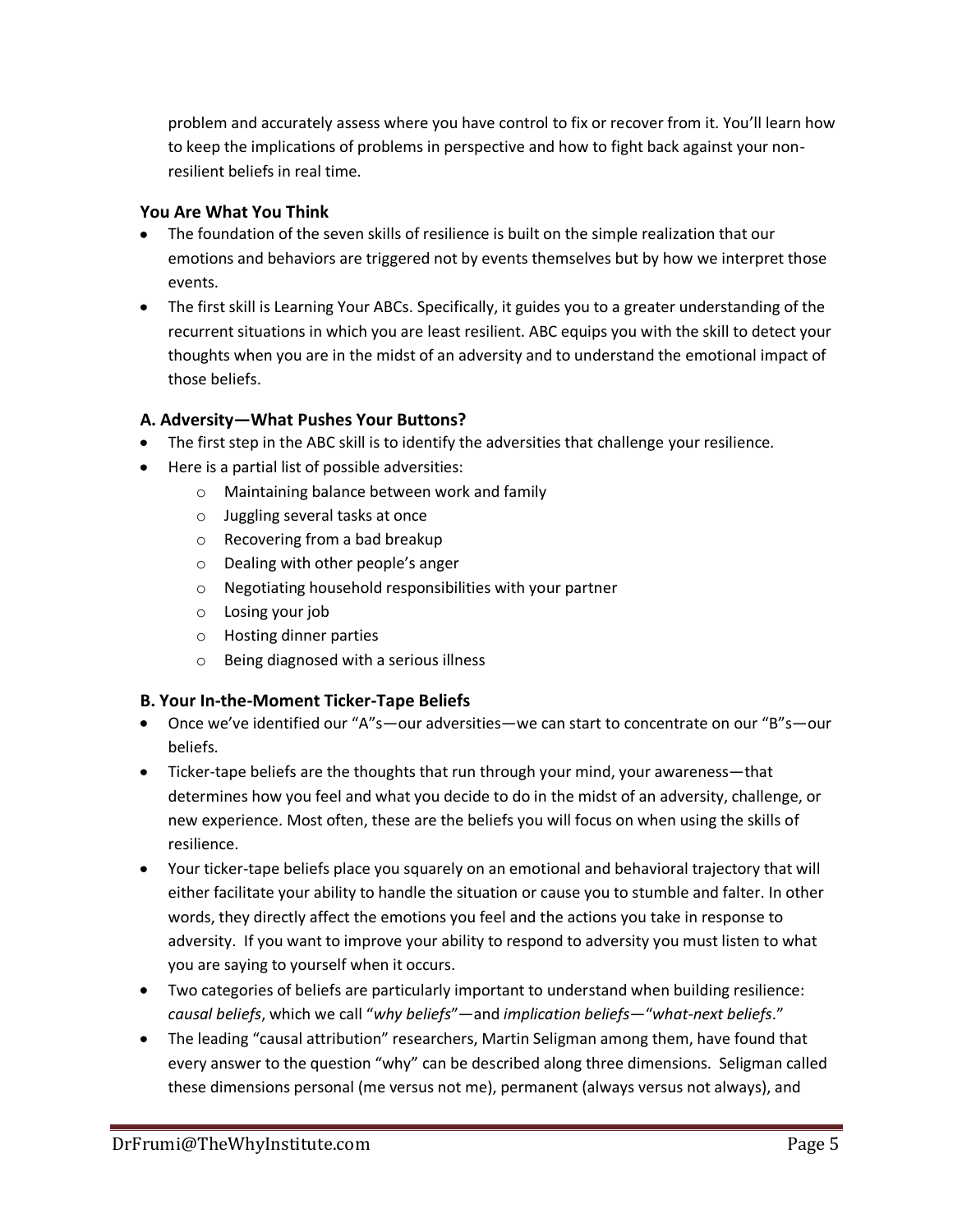problem and accurately assess where you have control to fix or recover from it. You'll learn how to keep the implications of problems in perspective and how to fight back against your non-resilient beliefs in real time.

### You Are What You Think

- The foundation of the seven skills of resilience is built on the simple realization that our emotions and behaviors are triggered not by events themselves but by how we interpret those events.
- The first skill is Learning Your ABCs. Specifically, it guides you to a greater understanding of the recurrent situations in which you are least resilient. ABC equips you with the skill to detect your thoughts when you are in the midst of an adversity and to understand the emotional impact of those beliefs.

### A. Adversity—What Pushes Your Buttons?

- The first step in the ABC skill is to identify the adversities that challenge your resilience.
- Here is a partial list of possible adversities:
    - Maintaining balance between work and family
    - Juggling several tasks at once
    - Recovering from a bad breakup
    - Dealing with other people's anger
    - Negotiating household responsibilities with your partner
    - Losing your job
    - Hosting dinner parties
    - Being diagnosed with a serious illness

### B. Your In-the-Moment Ticker-Tape Beliefs

- Once we've identified our "A"s—our adversities—we can start to concentrate on our "B"s—our beliefs.
- Ticker-tape beliefs are the thoughts that run through your mind, your awareness—that determines how you feel and what you decide to do in the midst of an adversity, challenge, or new experience. Most often, these are the beliefs you will focus on when using the skills of resilience.
- Your ticker-tape beliefs place you squarely on an emotional and behavioral trajectory that will either facilitate your ability to handle the situation or cause you to stumble and falter. In other words, they directly affect the emotions you feel and the actions you take in response to adversity. If you want to improve your ability to respond to adversity you must listen to what you are saying to yourself when it occurs.
- Two categories of beliefs are particularly important to understand when building resilience: *causal beliefs*, which we call "*why beliefs*"—and *implication beliefs*—"*what-next beliefs*."
- The leading "causal attribution" researchers, Martin Seligman among them, have found that every answer to the question "why" can be described along three dimensions. Seligman called these dimensions personal (me versus not me), permanent (always versus not always), and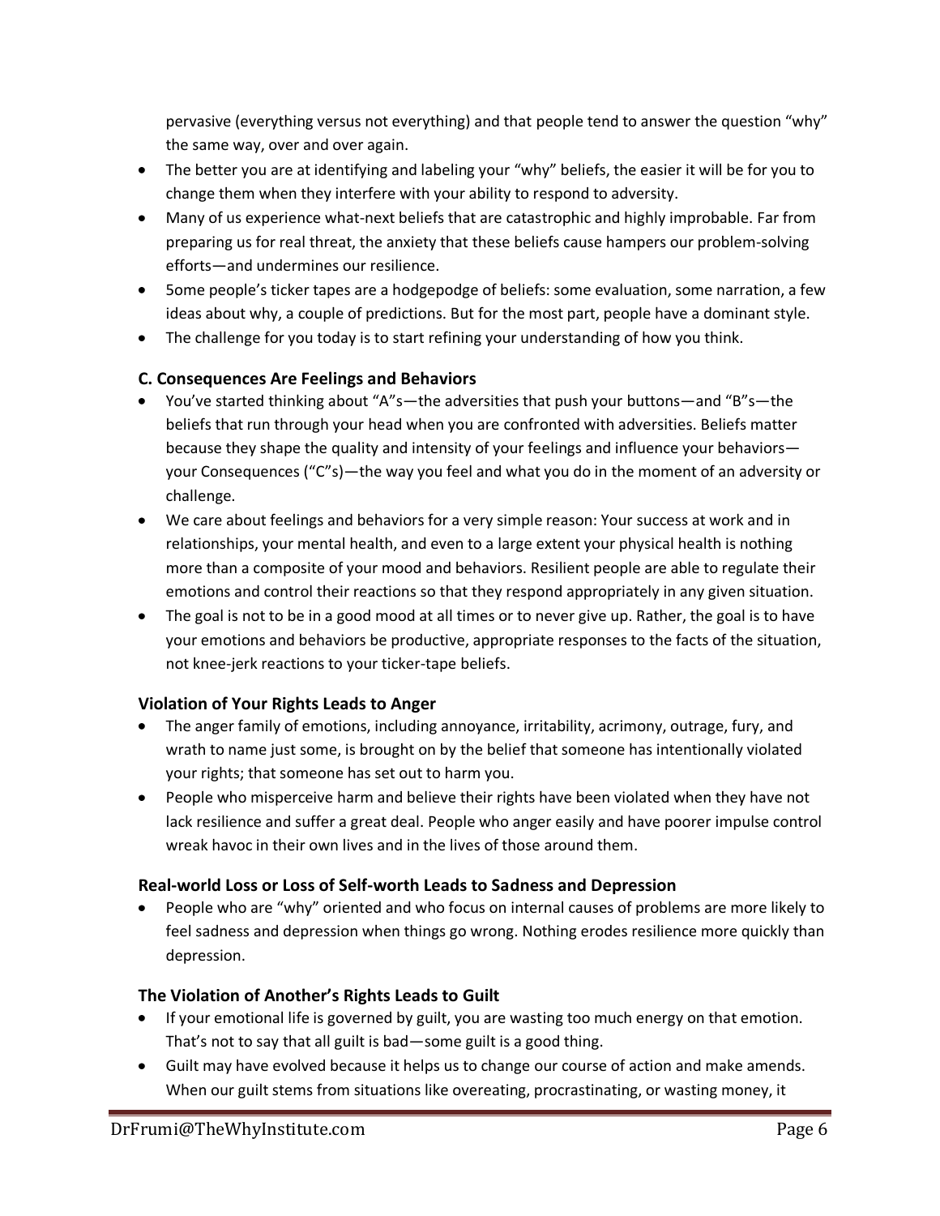pervasive (everything versus not everything) and that people tend to answer the question "why" the same way, over and over again.

- The better you are at identifying and labeling your "why" beliefs, the easier it will be for you to change them when they interfere with your ability to respond to adversity.
- Many of us experience what-next beliefs that are catastrophic and highly improbable. Far from preparing us for real threat, the anxiety that these beliefs cause hampers our problem-solving efforts—and undermines our resilience.
- 5ome people's ticker tapes are a hodgepodge of beliefs: some evaluation, some narration, a few ideas about why, a couple of predictions. But for the most part, people have a dominant style.
- The challenge for you today is to start refining your understanding of how you think.

### C. Consequences Are Feelings and Behaviors

- You've started thinking about "A"s—the adversities that push your buttons—and "B"s—the beliefs that run through your head when you are confronted with adversities. Beliefs matter because they shape the quality and intensity of your feelings and influence your behaviors—your Consequences ("C"s)—the way you feel and what you do in the moment of an adversity or challenge.
- We care about feelings and behaviors for a very simple reason: Your success at work and in relationships, your mental health, and even to a large extent your physical health is nothing more than a composite of your mood and behaviors. Resilient people are able to regulate their emotions and control their reactions so that they respond appropriately in any given situation.
- The goal is not to be in a good mood at all times or to never give up. Rather, the goal is to have your emotions and behaviors be productive, appropriate responses to the facts of the situation, not knee-jerk reactions to your ticker-tape beliefs.

### Violation of Your Rights Leads to Anger

- The anger family of emotions, including annoyance, irritability, acrimony, outrage, fury, and wrath to name just some, is brought on by the belief that someone has intentionally violated your rights; that someone has set out to harm you.
- People who misperceive harm and believe their rights have been violated when they have not lack resilience and suffer a great deal. People who anger easily and have poorer impulse control wreak havoc in their own lives and in the lives of those around them.

### Real-world Loss or Loss of Self-worth Leads to Sadness and Depression

- People who are "why" oriented and who focus on internal causes of problems are more likely to feel sadness and depression when things go wrong. Nothing erodes resilience more quickly than depression.

### The Violation of Another's Rights Leads to Guilt

- If your emotional life is governed by guilt, you are wasting too much energy on that emotion. That's not to say that all guilt is bad—some guilt is a good thing.
- Guilt may have evolved because it helps us to change our course of action and make amends. When our guilt stems from situations like overeating, procrastinating, or wasting money, it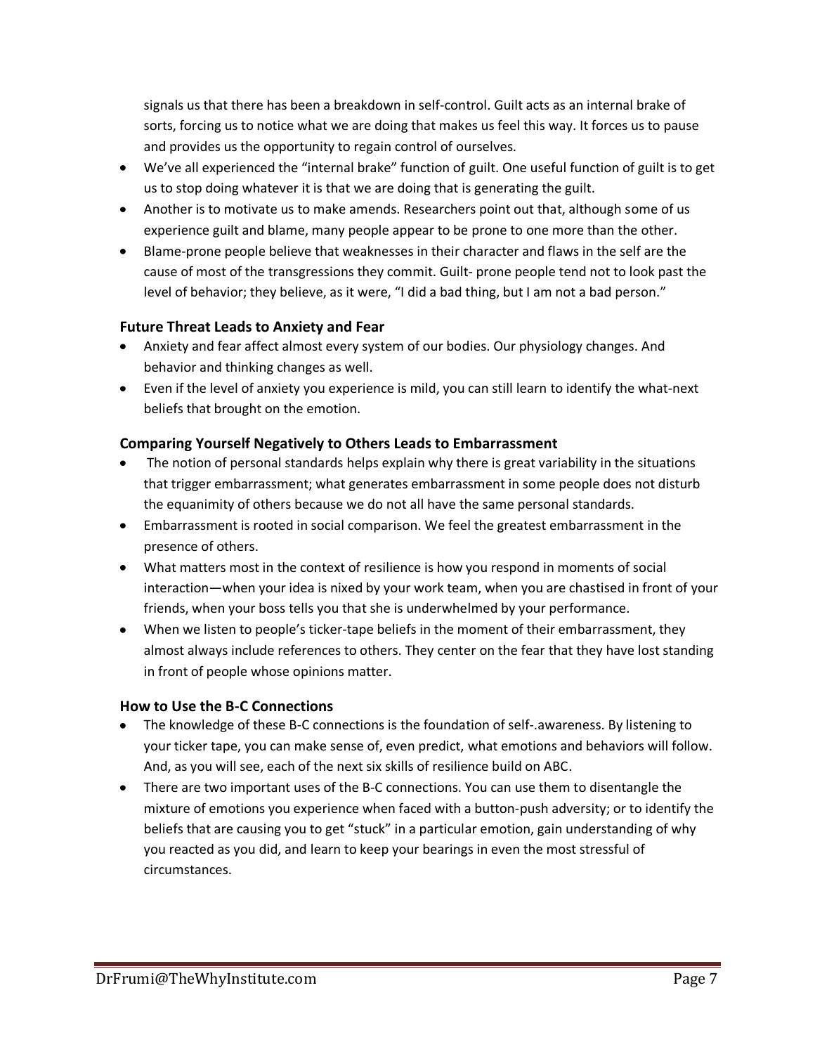signals us that there has been a breakdown in self-control. Guilt acts as an internal brake of sorts, forcing us to notice what we are doing that makes us feel this way. It forces us to pause and provides us the opportunity to regain control of ourselves.

- We've all experienced the "internal brake" function of guilt. One useful function of guilt is to get us to stop doing whatever it is that we are doing that is generating the guilt.
- Another is to motivate us to make amends. Researchers point out that, although some of us experience guilt and blame, many people appear to be prone to one more than the other.
- Blame-prone people believe that weaknesses in their character and flaws in the self are the cause of most of the transgressions they commit. Guilt- prone people tend not to look past the level of behavior; they believe, as it were, "I did a bad thing, but I am not a bad person."

### Future Threat Leads to Anxiety and Fear

- Anxiety and fear affect almost every system of our bodies. Our physiology changes. And behavior and thinking changes as well.
- Even if the level of anxiety you experience is mild, you can still learn to identify the what-next beliefs that brought on the emotion.

### Comparing Yourself Negatively to Others Leads to Embarrassment

- The notion of personal standards helps explain why there is great variability in the situations that trigger embarrassment; what generates embarrassment in some people does not disturb the equanimity of others because we do not all have the same personal standards.
- Embarrassment is rooted in social comparison. We feel the greatest embarrassment in the presence of others.
- What matters most in the context of resilience is how you respond in moments of social interaction—when your idea is nixed by your work team, when you are chastised in front of your friends, when your boss tells you that she is underwhelmed by your performance.
- When we listen to people's ticker-tape beliefs in the moment of their embarrassment, they almost always include references to others. They center on the fear that they have lost standing in front of people whose opinions matter.

### How to Use the B-C Connections

- The knowledge of these B-C connections is the foundation of self-.awareness. By listening to your ticker tape, you can make sense of, even predict, what emotions and behaviors will follow. And, as you will see, each of the next six skills of resilience build on ABC.
- There are two important uses of the B-C connections. You can use them to disentangle the mixture of emotions you experience when faced with a button-push adversity; or to identify the beliefs that are causing you to get "stuck" in a particular emotion, gain understanding of why you reacted as you did, and learn to keep your bearings in even the most stressful of circumstances.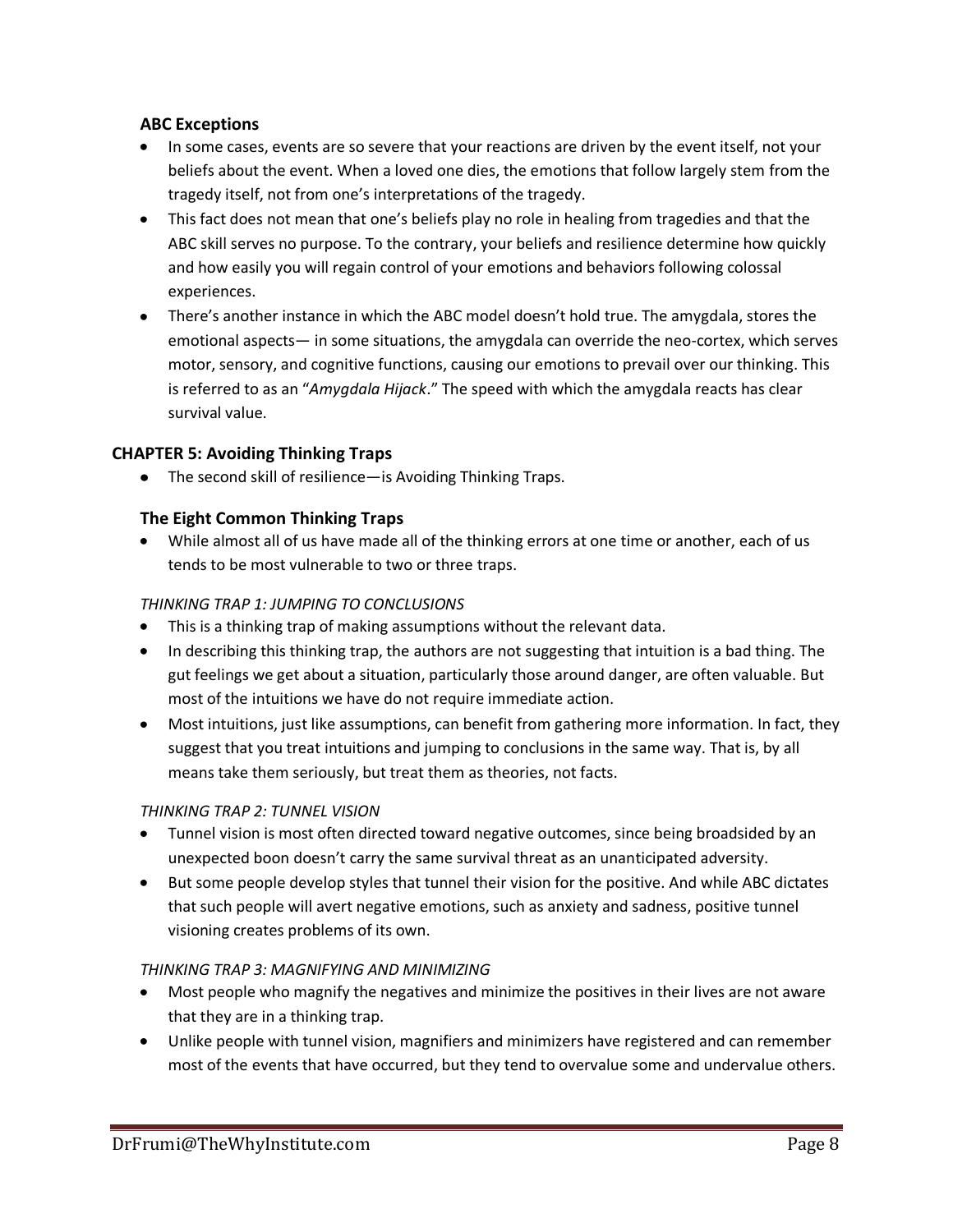### ABC Exceptions

- In some cases, events are so severe that your reactions are driven by the event itself, not your beliefs about the event. When a loved one dies, the emotions that follow largely stem from the tragedy itself, not from one's interpretations of the tragedy.
- This fact does not mean that one's beliefs play no role in healing from tragedies and that the ABC skill serves no purpose. To the contrary, your beliefs and resilience determine how quickly and how easily you will regain control of your emotions and behaviors following colossal experiences.
- There's another instance in which the ABC model doesn't hold true. The amygdala, stores the emotional aspects— in some situations, the amygdala can override the neo-cortex, which serves motor, sensory, and cognitive functions, causing our emotions to prevail over our thinking. This is referred to as an "*Amygdala Hijack*." The speed with which the amygdala reacts has clear survival value.

## CHAPTER 5: Avoiding Thinking Traps

- The second skill of resilience—is Avoiding Thinking Traps.

### The Eight Common Thinking Traps

- While almost all of us have made all of the thinking errors at one time or another, each of us tends to be most vulnerable to two or three traps.

*THINKING TRAP 1: JUMPING TO CONCLUSIONS*

- This is a thinking trap of making assumptions without the relevant data.
- In describing this thinking trap, the authors are not suggesting that intuition is a bad thing. The gut feelings we get about a situation, particularly those around danger, are often valuable. But most of the intuitions we have do not require immediate action.
- Most intuitions, just like assumptions, can benefit from gathering more information. In fact, they suggest that you treat intuitions and jumping to conclusions in the same way. That is, by all means take them seriously, but treat them as theories, not facts.

*THINKING TRAP 2: TUNNEL VISION*

- Tunnel vision is most often directed toward negative outcomes, since being broadsided by an unexpected boon doesn't carry the same survival threat as an unanticipated adversity.
- But some people develop styles that tunnel their vision for the positive. And while ABC dictates that such people will avert negative emotions, such as anxiety and sadness, positive tunnel visioning creates problems of its own.

*THINKING TRAP 3: MAGNIFYING AND MINIMIZING*

- Most people who magnify the negatives and minimize the positives in their lives are not aware that they are in a thinking trap.
- Unlike people with tunnel vision, magnifiers and minimizers have registered and can remember most of the events that have occurred, but they tend to overvalue some and undervalue others.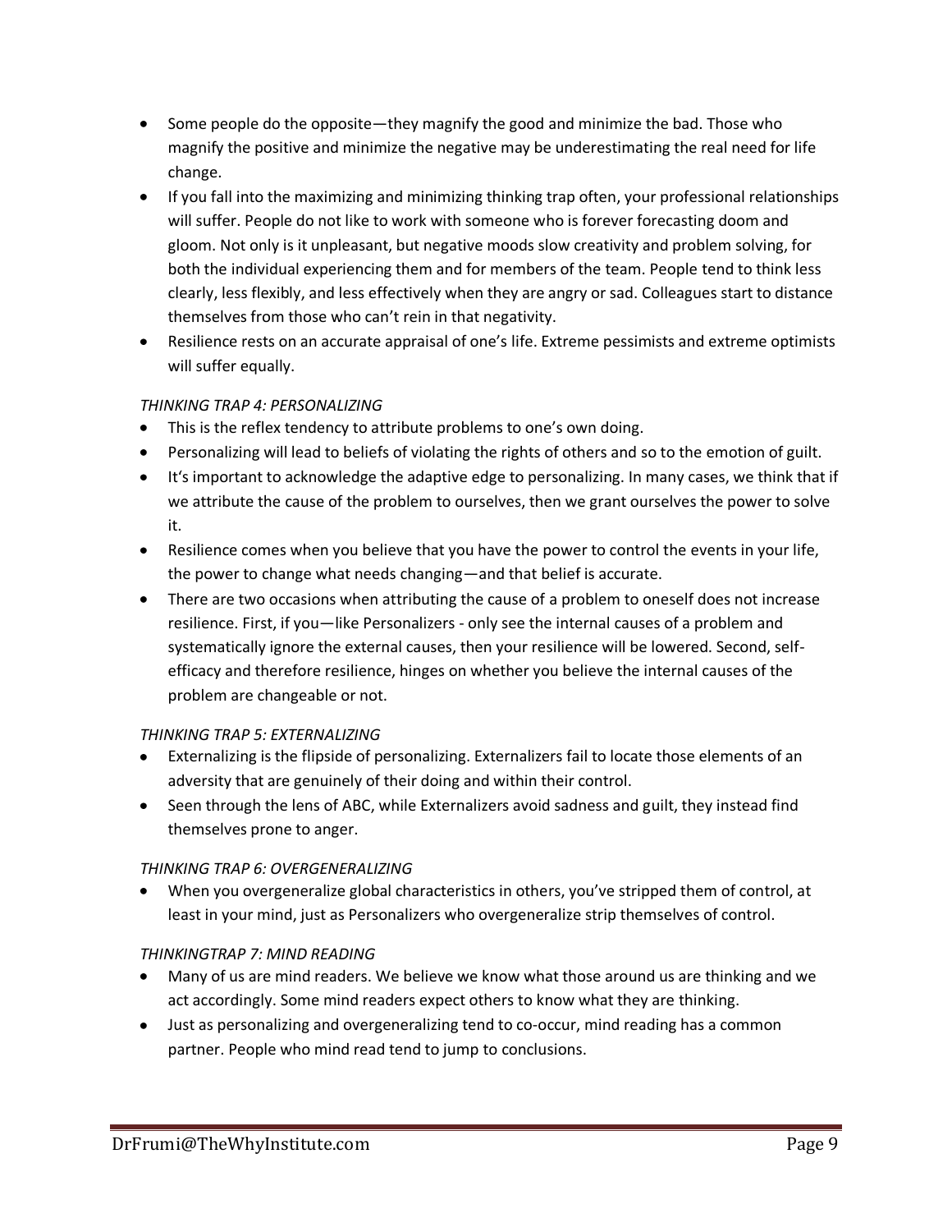- Some people do the opposite—they magnify the good and minimize the bad. Those who magnify the positive and minimize the negative may be underestimating the real need for life change.
- If you fall into the maximizing and minimizing thinking trap often, your professional relationships will suffer. People do not like to work with someone who is forever forecasting doom and gloom. Not only is it unpleasant, but negative moods slow creativity and problem solving, for both the individual experiencing them and for members of the team. People tend to think less clearly, less flexibly, and less effectively when they are angry or sad. Colleagues start to distance themselves from those who can't rein in that negativity.
- Resilience rests on an accurate appraisal of one's life. Extreme pessimists and extreme optimists will suffer equally.

*THINKING TRAP 4: PERSONALIZING*

- This is the reflex tendency to attribute problems to one's own doing.
- Personalizing will lead to beliefs of violating the rights of others and so to the emotion of guilt.
- It's important to acknowledge the adaptive edge to personalizing. In many cases, we think that if we attribute the cause of the problem to ourselves, then we grant ourselves the power to solve it.
- Resilience comes when you believe that you have the power to control the events in your life, the power to change what needs changing—and that belief is accurate.
- There are two occasions when attributing the cause of a problem to oneself does not increase resilience. First, if you—like Personalizers - only see the internal causes of a problem and systematically ignore the external causes, then your resilience will be lowered. Second, self-efficacy and therefore resilience, hinges on whether you believe the internal causes of the problem are changeable or not.

*THINKING TRAP 5: EXTERNALIZING*

- Externalizing is the flipside of personalizing. Externalizers fail to locate those elements of an adversity that are genuinely of their doing and within their control.
- Seen through the lens of ABC, while Externalizers avoid sadness and guilt, they instead find themselves prone to anger.

*THINKING TRAP 6: OVERGENERALIZING*

- When you overgeneralize global characteristics in others, you've stripped them of control, at least in your mind, just as Personalizers who overgeneralize strip themselves of control.

*THINKINGTRAP 7: MIND READING*

- Many of us are mind readers. We believe we know what those around us are thinking and we act accordingly. Some mind readers expect others to know what they are thinking.
- Just as personalizing and overgeneralizing tend to co-occur, mind reading has a common partner. People who mind read tend to jump to conclusions.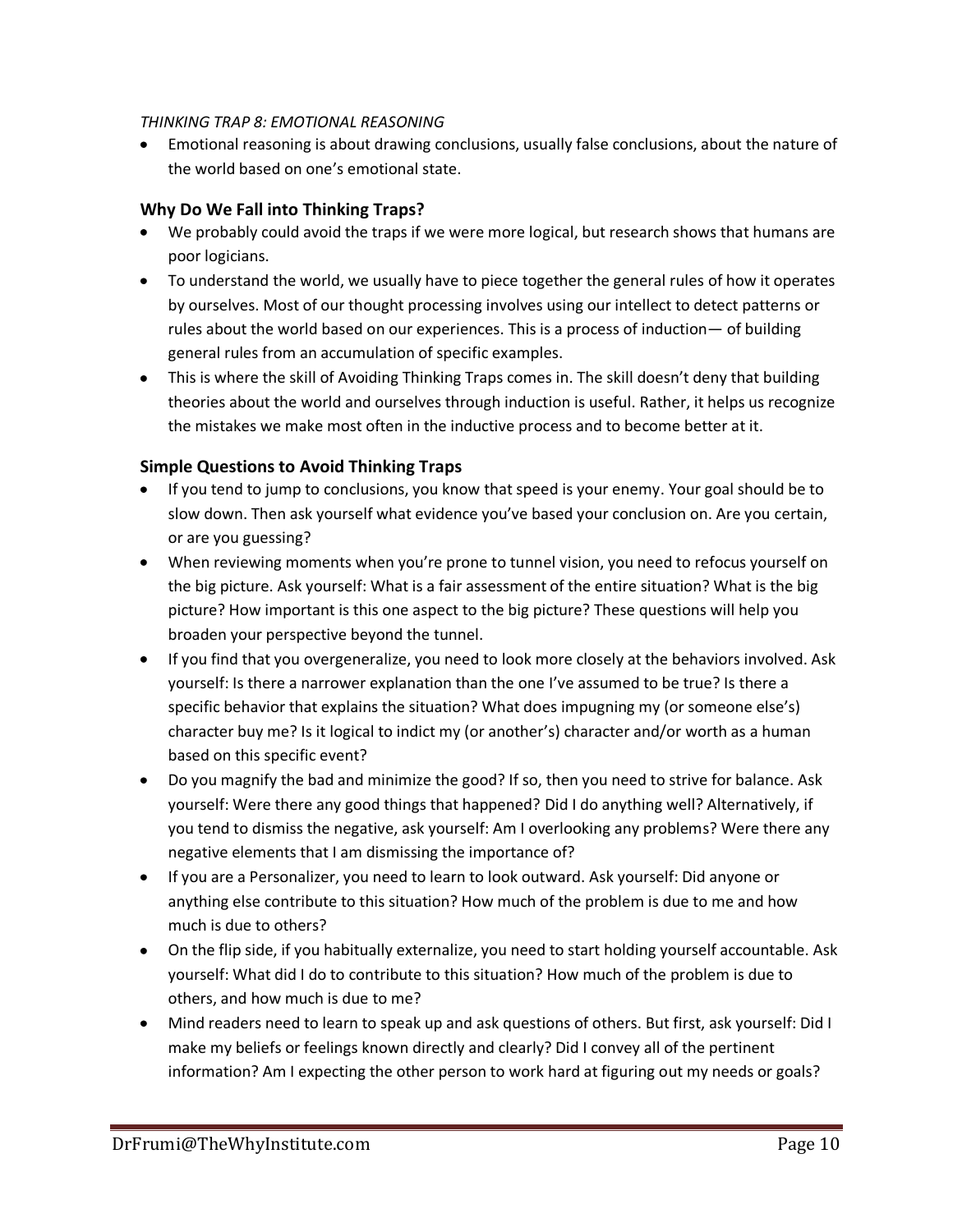*THINKING TRAP 8: EMOTIONAL REASONING*

- Emotional reasoning is about drawing conclusions, usually false conclusions, about the nature of the world based on one's emotional state.

## Why Do We Fall into Thinking Traps?

- We probably could avoid the traps if we were more logical, but research shows that humans are poor logicians.
- To understand the world, we usually have to piece together the general rules of how it operates by ourselves. Most of our thought processing involves using our intellect to detect patterns or rules about the world based on our experiences. This is a process of induction— of building general rules from an accumulation of specific examples.
- This is where the skill of Avoiding Thinking Traps comes in. The skill doesn't deny that building theories about the world and ourselves through induction is useful. Rather, it helps us recognize the mistakes we make most often in the inductive process and to become better at it.

## Simple Questions to Avoid Thinking Traps

- If you tend to jump to conclusions, you know that speed is your enemy. Your goal should be to slow down. Then ask yourself what evidence you've based your conclusion on. Are you certain, or are you guessing?
- When reviewing moments when you're prone to tunnel vision, you need to refocus yourself on the big picture. Ask yourself: What is a fair assessment of the entire situation? What is the big picture? How important is this one aspect to the big picture? These questions will help you broaden your perspective beyond the tunnel.
- If you find that you overgeneralize, you need to look more closely at the behaviors involved. Ask yourself: Is there a narrower explanation than the one I've assumed to be true? Is there a specific behavior that explains the situation? What does impugning my (or someone else's) character buy me? Is it logical to indict my (or another's) character and/or worth as a human based on this specific event?
- Do you magnify the bad and minimize the good? If so, then you need to strive for balance. Ask yourself: Were there any good things that happened? Did I do anything well? Alternatively, if you tend to dismiss the negative, ask yourself: Am I overlooking any problems? Were there any negative elements that I am dismissing the importance of?
- If you are a Personalizer, you need to learn to look outward. Ask yourself: Did anyone or anything else contribute to this situation? How much of the problem is due to me and how much is due to others?
- On the flip side, if you habitually externalize, you need to start holding yourself accountable. Ask yourself: What did I do to contribute to this situation? How much of the problem is due to others, and how much is due to me?
- Mind readers need to learn to speak up and ask questions of others. But first, ask yourself: Did I make my beliefs or feelings known directly and clearly? Did I convey all of the pertinent information? Am I expecting the other person to work hard at figuring out my needs or goals?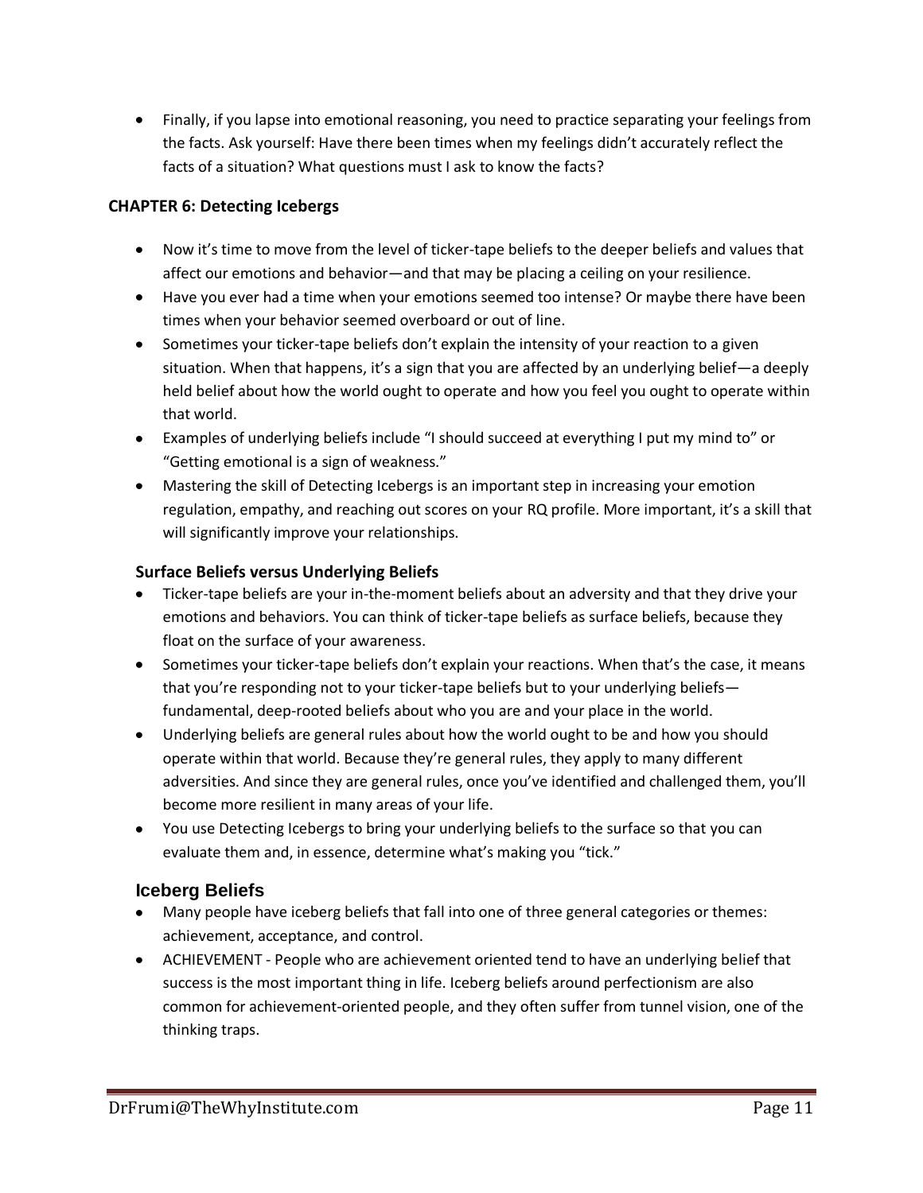- Finally, if you lapse into emotional reasoning, you need to practice separating your feelings from the facts. Ask yourself: Have there been times when my feelings didn't accurately reflect the facts of a situation? What questions must I ask to know the facts?

### CHAPTER 6: Detecting Icebergs

- Now it's time to move from the level of ticker-tape beliefs to the deeper beliefs and values that affect our emotions and behavior—and that may be placing a ceiling on your resilience.
- Have you ever had a time when your emotions seemed too intense? Or maybe there have been times when your behavior seemed overboard or out of line.
- Sometimes your ticker-tape beliefs don't explain the intensity of your reaction to a given situation. When that happens, it's a sign that you are affected by an underlying belief—a deeply held belief about how the world ought to operate and how you feel you ought to operate within that world.
- Examples of underlying beliefs include "I should succeed at everything I put my mind to" or "Getting emotional is a sign of weakness."
- Mastering the skill of Detecting Icebergs is an important step in increasing your emotion regulation, empathy, and reaching out scores on your RQ profile. More important, it's a skill that will significantly improve your relationships.

#### Surface Beliefs versus Underlying Beliefs

- Ticker-tape beliefs are your in-the-moment beliefs about an adversity and that they drive your emotions and behaviors. You can think of ticker-tape beliefs as surface beliefs, because they float on the surface of your awareness.
- Sometimes your ticker-tape beliefs don't explain your reactions. When that's the case, it means that you're responding not to your ticker-tape beliefs but to your underlying beliefs—fundamental, deep-rooted beliefs about who you are and your place in the world.
- Underlying beliefs are general rules about how the world ought to be and how you should operate within that world. Because they're general rules, they apply to many different adversities. And since they are general rules, once you've identified and challenged them, you'll become more resilient in many areas of your life.
- You use Detecting Icebergs to bring your underlying beliefs to the surface so that you can evaluate them and, in essence, determine what's making you "tick."

### Iceberg Beliefs

- Many people have iceberg beliefs that fall into one of three general categories or themes: achievement, acceptance, and control.
- ACHIEVEMENT - People who are achievement oriented tend to have an underlying belief that success is the most important thing in life. Iceberg beliefs around perfectionism are also common for achievement-oriented people, and they often suffer from tunnel vision, one of the thinking traps.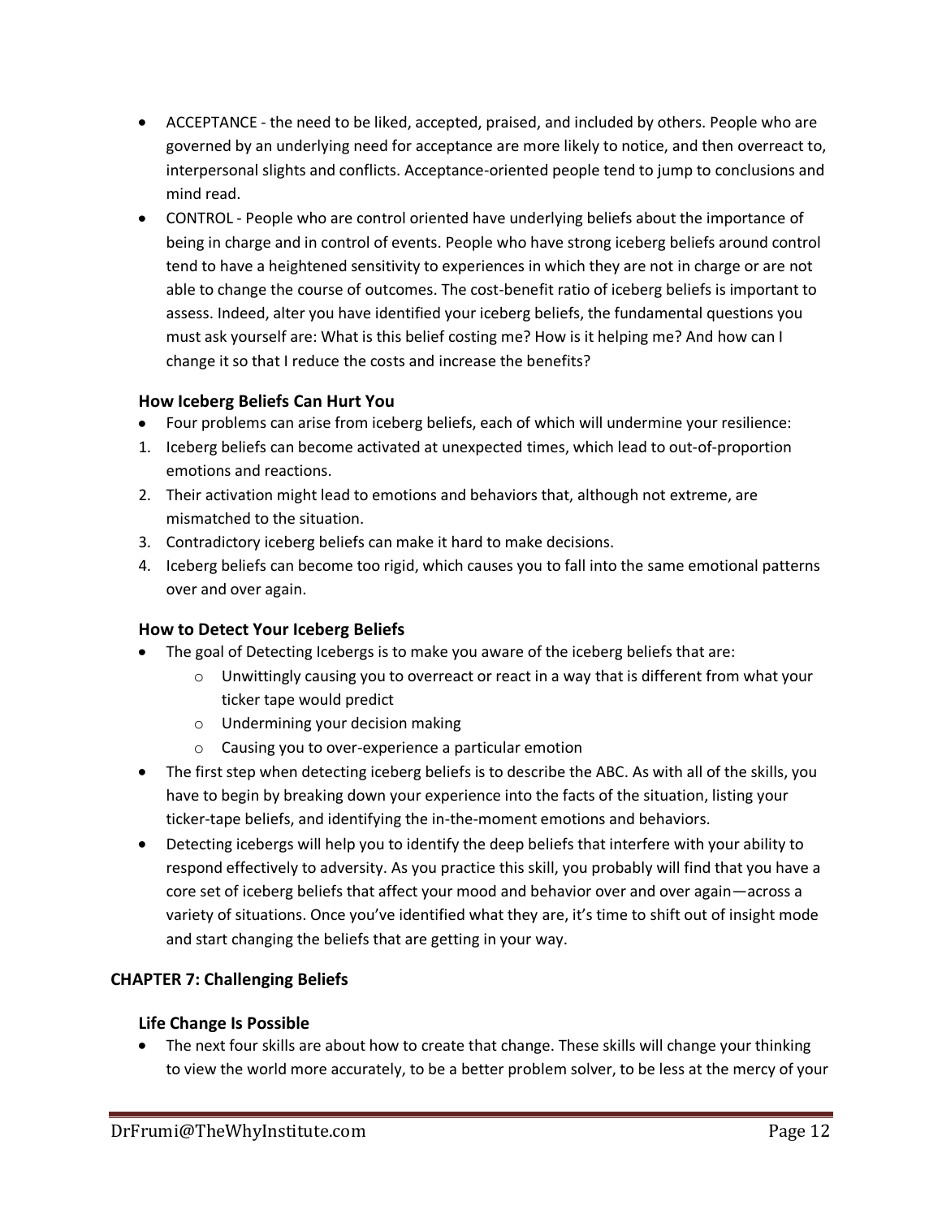- ACCEPTANCE - the need to be liked, accepted, praised, and included by others. People who are governed by an underlying need for acceptance are more likely to notice, and then overreact to, interpersonal slights and conflicts. Acceptance-oriented people tend to jump to conclusions and mind read.
- CONTROL - People who are control oriented have underlying beliefs about the importance of being in charge and in control of events. People who have strong iceberg beliefs around control tend to have a heightened sensitivity to experiences in which they are not in charge or are not able to change the course of outcomes. The cost-benefit ratio of iceberg beliefs is important to assess. Indeed, alter you have identified your iceberg beliefs, the fundamental questions you must ask yourself are: What is this belief costing me? How is it helping me? And how can I change it so that I reduce the costs and increase the benefits?

### How Iceberg Beliefs Can Hurt You

- Four problems can arise from iceberg beliefs, each of which will undermine your resilience:

1. Iceberg beliefs can become activated at unexpected times, which lead to out-of-proportion emotions and reactions.
2. Their activation might lead to emotions and behaviors that, although not extreme, are mismatched to the situation.
3. Contradictory iceberg beliefs can make it hard to make decisions.
4. Iceberg beliefs can become too rigid, which causes you to fall into the same emotional patterns over and over again.

### How to Detect Your Iceberg Beliefs

- The goal of Detecting Icebergs is to make you aware of the iceberg beliefs that are:
    - Unwittingly causing you to overreact or react in a way that is different from what your ticker tape would predict
    - Undermining your decision making
    - Causing you to over-experience a particular emotion
- The first step when detecting iceberg beliefs is to describe the ABC. As with all of the skills, you have to begin by breaking down your experience into the facts of the situation, listing your ticker-tape beliefs, and identifying the in-the-moment emotions and behaviors.
- Detecting icebergs will help you to identify the deep beliefs that interfere with your ability to respond effectively to adversity. As you practice this skill, you probably will find that you have a core set of iceberg beliefs that affect your mood and behavior over and over again—across a variety of situations. Once you've identified what they are, it's time to shift out of insight mode and start changing the beliefs that are getting in your way.

## CHAPTER 7: Challenging Beliefs

### Life Change Is Possible

- The next four skills are about how to create that change. These skills will change your thinking to view the world more accurately, to be a better problem solver, to be less at the mercy of your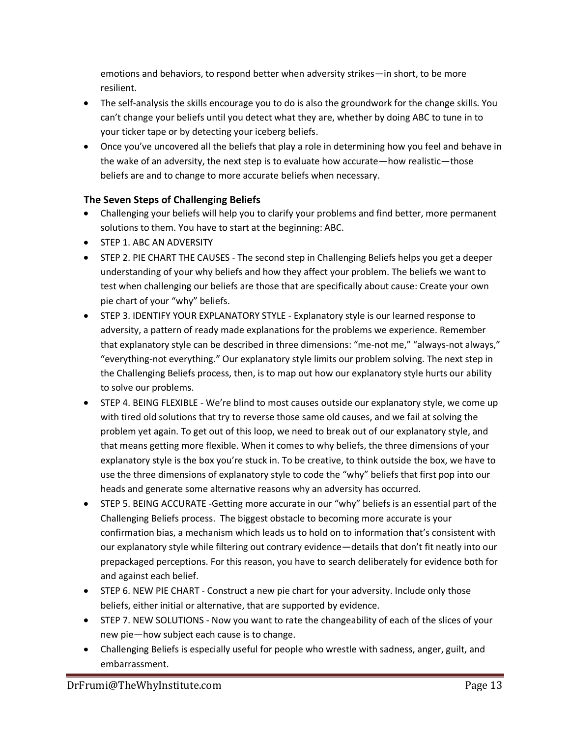emotions and behaviors, to respond better when adversity strikes—in short, to be more resilient.

- The self-analysis the skills encourage you to do is also the groundwork for the change skills. You can't change your beliefs until you detect what they are, whether by doing ABC to tune in to your ticker tape or by detecting your iceberg beliefs.
- Once you've uncovered all the beliefs that play a role in determining how you feel and behave in the wake of an adversity, the next step is to evaluate how accurate—how realistic—those beliefs are and to change to more accurate beliefs when necessary.

### The Seven Steps of Challenging Beliefs

- Challenging your beliefs will help you to clarify your problems and find better, more permanent solutions to them. You have to start at the beginning: ABC.
- STEP 1. ABC AN ADVERSITY
- STEP 2. PIE CHART THE CAUSES - The second step in Challenging Beliefs helps you get a deeper understanding of your why beliefs and how they affect your problem. The beliefs we want to test when challenging our beliefs are those that are specifically about cause: Create your own pie chart of your "why" beliefs.
- STEP 3. IDENTIFY YOUR EXPLANATORY STYLE - Explanatory style is our learned response to adversity, a pattern of ready made explanations for the problems we experience. Remember that explanatory style can be described in three dimensions: "me-not me," "always-not always," "everything-not everything." Our explanatory style limits our problem solving. The next step in the Challenging Beliefs process, then, is to map out how our explanatory style hurts our ability to solve our problems.
- STEP 4. BEING FLEXIBLE - We're blind to most causes outside our explanatory style, we come up with tired old solutions that try to reverse those same old causes, and we fail at solving the problem yet again. To get out of this loop, we need to break out of our explanatory style, and that means getting more flexible. When it comes to why beliefs, the three dimensions of your explanatory style is the box you're stuck in. To be creative, to think outside the box, we have to use the three dimensions of explanatory style to code the "why" beliefs that first pop into our heads and generate some alternative reasons why an adversity has occurred.
- STEP 5. BEING ACCURATE -Getting more accurate in our "why" beliefs is an essential part of the Challenging Beliefs process. The biggest obstacle to becoming more accurate is your confirmation bias, a mechanism which leads us to hold on to information that's consistent with our explanatory style while filtering out contrary evidence—details that don't fit neatly into our prepackaged perceptions. For this reason, you have to search deliberately for evidence both for and against each belief.
- STEP 6. NEW PIE CHART - Construct a new pie chart for your adversity. Include only those beliefs, either initial or alternative, that are supported by evidence.
- STEP 7. NEW SOLUTIONS - Now you want to rate the changeability of each of the slices of your new pie—how subject each cause is to change.
- Challenging Beliefs is especially useful for people who wrestle with sadness, anger, guilt, and embarrassment.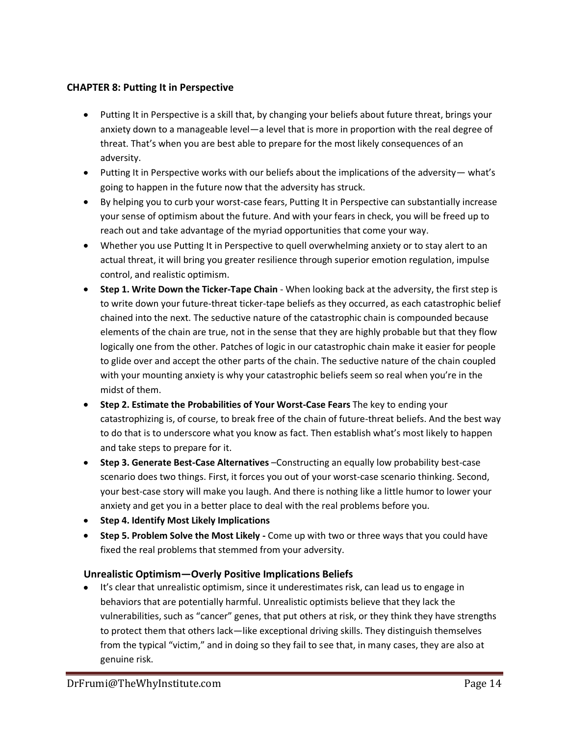### CHAPTER 8: Putting It in Perspective

- Putting It in Perspective is a skill that, by changing your beliefs about future threat, brings your anxiety down to a manageable level—a level that is more in proportion with the real degree of threat. That's when you are best able to prepare for the most likely consequences of an adversity.
- Putting It in Perspective works with our beliefs about the implications of the adversity— what's going to happen in the future now that the adversity has struck.
- By helping you to curb your worst-case fears, Putting It in Perspective can substantially increase your sense of optimism about the future. And with your fears in check, you will be freed up to reach out and take advantage of the myriad opportunities that come your way.
- Whether you use Putting It in Perspective to quell overwhelming anxiety or to stay alert to an actual threat, it will bring you greater resilience through superior emotion regulation, impulse control, and realistic optimism.
- **Step 1. Write Down the Ticker-Tape Chain** - When looking back at the adversity, the first step is to write down your future-threat ticker-tape beliefs as they occurred, as each catastrophic belief chained into the next. The seductive nature of the catastrophic chain is compounded because elements of the chain are true, not in the sense that they are highly probable but that they flow logically one from the other. Patches of logic in our catastrophic chain make it easier for people to glide over and accept the other parts of the chain. The seductive nature of the chain coupled with your mounting anxiety is why your catastrophic beliefs seem so real when you're in the midst of them.
- **Step 2. Estimate the Probabilities of Your Worst-Case Fears** The key to ending your catastrophizing is, of course, to break free of the chain of future-threat beliefs. And the best way to do that is to underscore what you know as fact. Then establish what's most likely to happen and take steps to prepare for it.
- **Step 3. Generate Best-Case Alternatives** –Constructing an equally low probability best-case scenario does two things. First, it forces you out of your worst-case scenario thinking. Second, your best-case story will make you laugh. And there is nothing like a little humor to lower your anxiety and get you in a better place to deal with the real problems before you.
- **Step 4. Identify Most Likely Implications**
- **Step 5. Problem Solve the Most Likely -** Come up with two or three ways that you could have fixed the real problems that stemmed from your adversity.

#### Unrealistic Optimism—Overly Positive Implications Beliefs

- It's clear that unrealistic optimism, since it underestimates risk, can lead us to engage in behaviors that are potentially harmful. Unrealistic optimists believe that they lack the vulnerabilities, such as "cancer" genes, that put others at risk, or they think they have strengths to protect them that others lack—like exceptional driving skills. They distinguish themselves from the typical "victim," and in doing so they fail to see that, in many cases, they are also at genuine risk.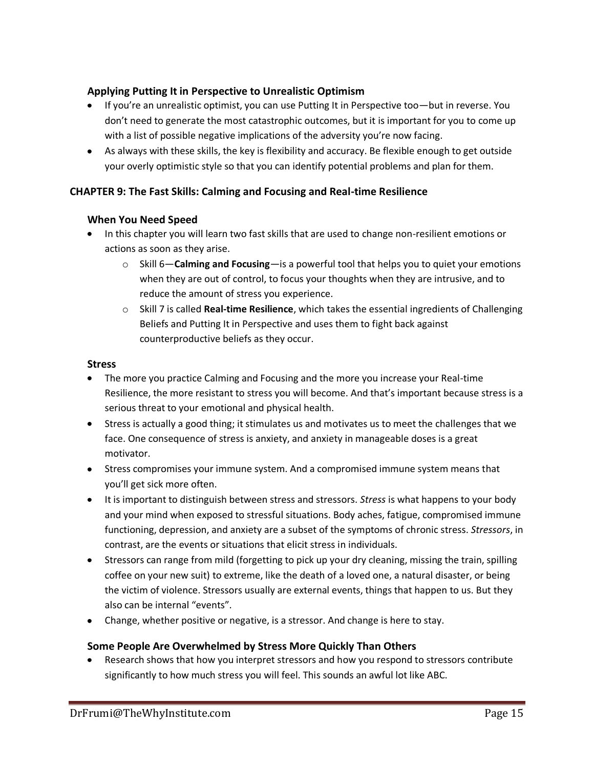### Applying Putting It in Perspective to Unrealistic Optimism

- If you're an unrealistic optimist, you can use Putting It in Perspective too—but in reverse. You don't need to generate the most catastrophic outcomes, but it is important for you to come up with a list of possible negative implications of the adversity you're now facing.
- As always with these skills, the key is flexibility and accuracy. Be flexible enough to get outside your overly optimistic style so that you can identify potential problems and plan for them.

## CHAPTER 9: The Fast Skills: Calming and Focusing and Real-time Resilience

### When You Need Speed

- In this chapter you will learn two fast skills that are used to change non-resilient emotions or actions as soon as they arise.
  - Skill 6—**Calming and Focusing**—is a powerful tool that helps you to quiet your emotions when they are out of control, to focus your thoughts when they are intrusive, and to reduce the amount of stress you experience.
  - Skill 7 is called **Real-time Resilience**, which takes the essential ingredients of Challenging Beliefs and Putting It in Perspective and uses them to fight back against counterproductive beliefs as they occur.

### Stress

- The more you practice Calming and Focusing and the more you increase your Real-time Resilience, the more resistant to stress you will become. And that's important because stress is a serious threat to your emotional and physical health.
- Stress is actually a good thing; it stimulates us and motivates us to meet the challenges that we face. One consequence of stress is anxiety, and anxiety in manageable doses is a great motivator.
- Stress compromises your immune system. And a compromised immune system means that you'll get sick more often.
- It is important to distinguish between stress and stressors. *Stress* is what happens to your body and your mind when exposed to stressful situations. Body aches, fatigue, compromised immune functioning, depression, and anxiety are a subset of the symptoms of chronic stress. *Stressors*, in contrast, are the events or situations that elicit stress in individuals.
- Stressors can range from mild (forgetting to pick up your dry cleaning, missing the train, spilling coffee on your new suit) to extreme, like the death of a loved one, a natural disaster, or being the victim of violence. Stressors usually are external events, things that happen to us. But they also can be internal "events".
- Change, whether positive or negative, is a stressor. And change is here to stay.

### Some People Are Overwhelmed by Stress More Quickly Than Others

- Research shows that how you interpret stressors and how you respond to stressors contribute significantly to how much stress you will feel. This sounds an awful lot like ABC.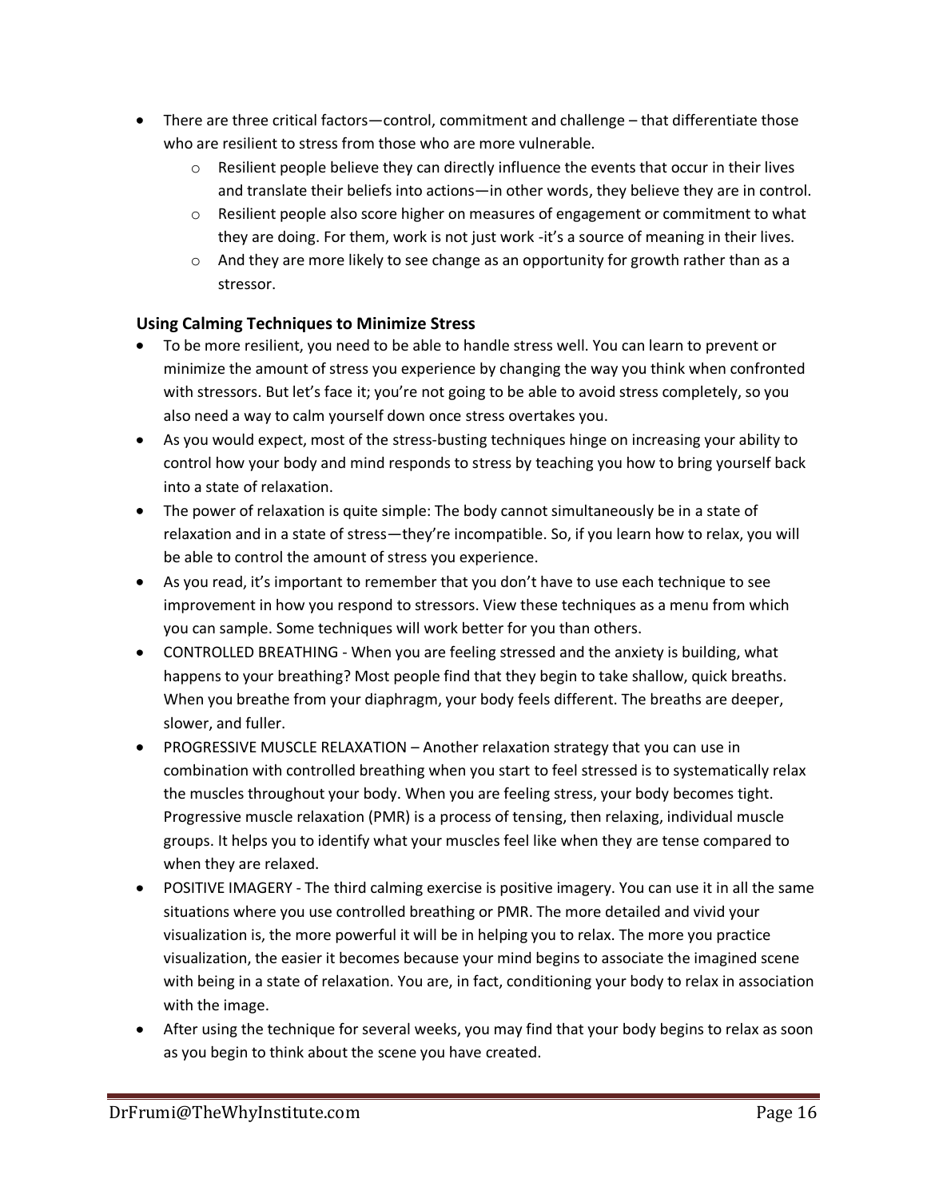- There are three critical factors—control, commitment and challenge – that differentiate those who are resilient to stress from those who are more vulnerable.
  - Resilient people believe they can directly influence the events that occur in their lives and translate their beliefs into actions—in other words, they believe they are in control.
  - Resilient people also score higher on measures of engagement or commitment to what they are doing. For them, work is not just work -it's a source of meaning in their lives.
  - And they are more likely to see change as an opportunity for growth rather than as a stressor.

### Using Calming Techniques to Minimize Stress

- To be more resilient, you need to be able to handle stress well. You can learn to prevent or minimize the amount of stress you experience by changing the way you think when confronted with stressors. But let's face it; you're not going to be able to avoid stress completely, so you also need a way to calm yourself down once stress overtakes you.
- As you would expect, most of the stress-busting techniques hinge on increasing your ability to control how your body and mind responds to stress by teaching you how to bring yourself back into a state of relaxation.
- The power of relaxation is quite simple: The body cannot simultaneously be in a state of relaxation and in a state of stress—they're incompatible. So, if you learn how to relax, you will be able to control the amount of stress you experience.
- As you read, it's important to remember that you don't have to use each technique to see improvement in how you respond to stressors. View these techniques as a menu from which you can sample. Some techniques will work better for you than others.
- CONTROLLED BREATHING - When you are feeling stressed and the anxiety is building, what happens to your breathing? Most people find that they begin to take shallow, quick breaths. When you breathe from your diaphragm, your body feels different. The breaths are deeper, slower, and fuller.
- PROGRESSIVE MUSCLE RELAXATION – Another relaxation strategy that you can use in combination with controlled breathing when you start to feel stressed is to systematically relax the muscles throughout your body. When you are feeling stress, your body becomes tight. Progressive muscle relaxation (PMR) is a process of tensing, then relaxing, individual muscle groups. It helps you to identify what your muscles feel like when they are tense compared to when they are relaxed.
- POSITIVE IMAGERY - The third calming exercise is positive imagery. You can use it in all the same situations where you use controlled breathing or PMR. The more detailed and vivid your visualization is, the more powerful it will be in helping you to relax. The more you practice visualization, the easier it becomes because your mind begins to associate the imagined scene with being in a state of relaxation. You are, in fact, conditioning your body to relax in association with the image.
- After using the technique for several weeks, you may find that your body begins to relax as soon as you begin to think about the scene you have created.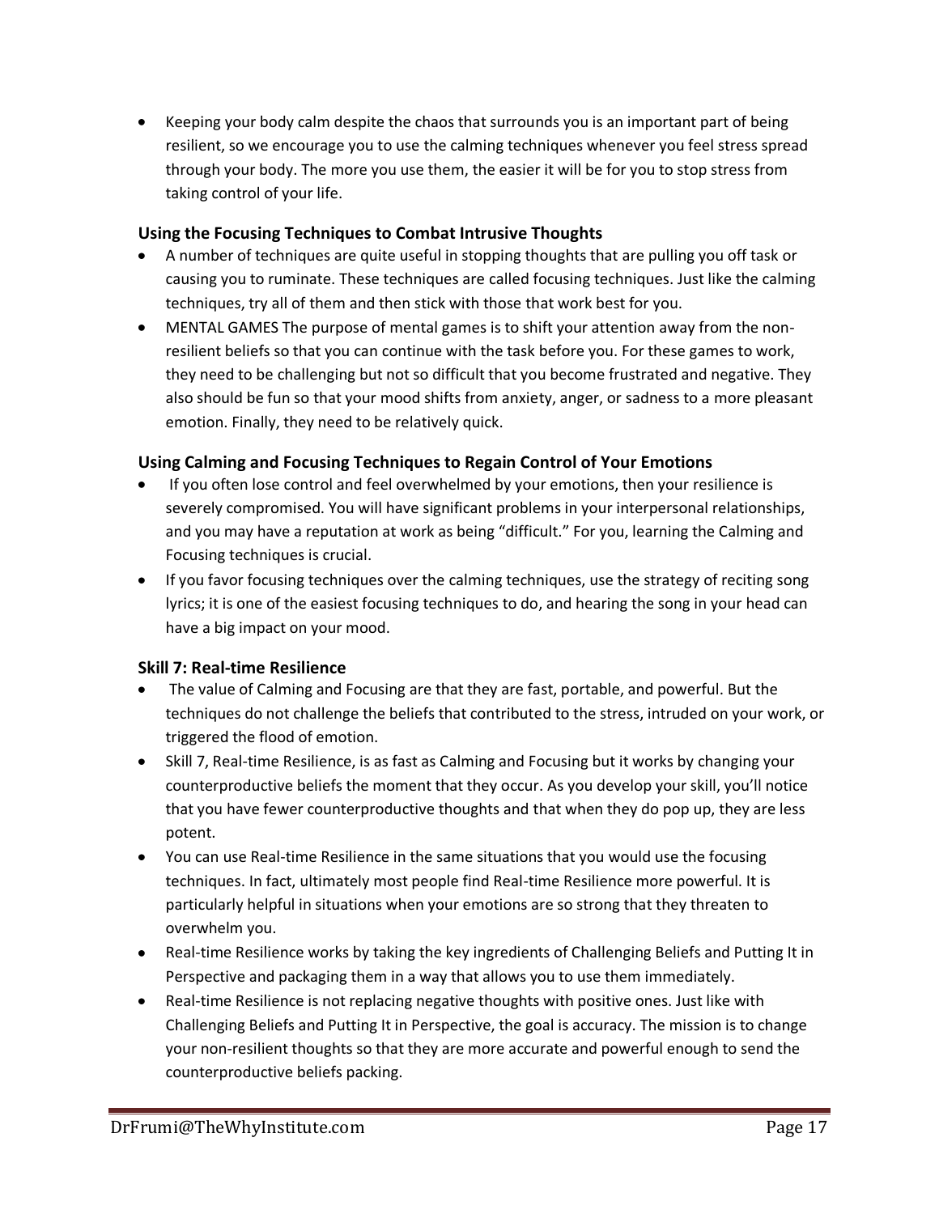- Keeping your body calm despite the chaos that surrounds you is an important part of being resilient, so we encourage you to use the calming techniques whenever you feel stress spread through your body. The more you use them, the easier it will be for you to stop stress from taking control of your life.

### Using the Focusing Techniques to Combat Intrusive Thoughts

- A number of techniques are quite useful in stopping thoughts that are pulling you off task or causing you to ruminate. These techniques are called focusing techniques. Just like the calming techniques, try all of them and then stick with those that work best for you.
- MENTAL GAMES The purpose of mental games is to shift your attention away from the non-resilient beliefs so that you can continue with the task before you. For these games to work, they need to be challenging but not so difficult that you become frustrated and negative. They also should be fun so that your mood shifts from anxiety, anger, or sadness to a more pleasant emotion. Finally, they need to be relatively quick.

### Using Calming and Focusing Techniques to Regain Control of Your Emotions

- If you often lose control and feel overwhelmed by your emotions, then your resilience is severely compromised. You will have significant problems in your interpersonal relationships, and you may have a reputation at work as being "difficult." For you, learning the Calming and Focusing techniques is crucial.
- If you favor focusing techniques over the calming techniques, use the strategy of reciting song lyrics; it is one of the easiest focusing techniques to do, and hearing the song in your head can have a big impact on your mood.

### Skill 7: Real-time Resilience

- The value of Calming and Focusing are that they are fast, portable, and powerful. But the techniques do not challenge the beliefs that contributed to the stress, intruded on your work, or triggered the flood of emotion.
- Skill 7, Real-time Resilience, is as fast as Calming and Focusing but it works by changing your counterproductive beliefs the moment that they occur. As you develop your skill, you'll notice that you have fewer counterproductive thoughts and that when they do pop up, they are less potent.
- You can use Real-time Resilience in the same situations that you would use the focusing techniques. In fact, ultimately most people find Real-time Resilience more powerful. It is particularly helpful in situations when your emotions are so strong that they threaten to overwhelm you.
- Real-time Resilience works by taking the key ingredients of Challenging Beliefs and Putting It in Perspective and packaging them in a way that allows you to use them immediately.
- Real-time Resilience is not replacing negative thoughts with positive ones. Just like with Challenging Beliefs and Putting It in Perspective, the goal is accuracy. The mission is to change your non-resilient thoughts so that they are more accurate and powerful enough to send the counterproductive beliefs packing.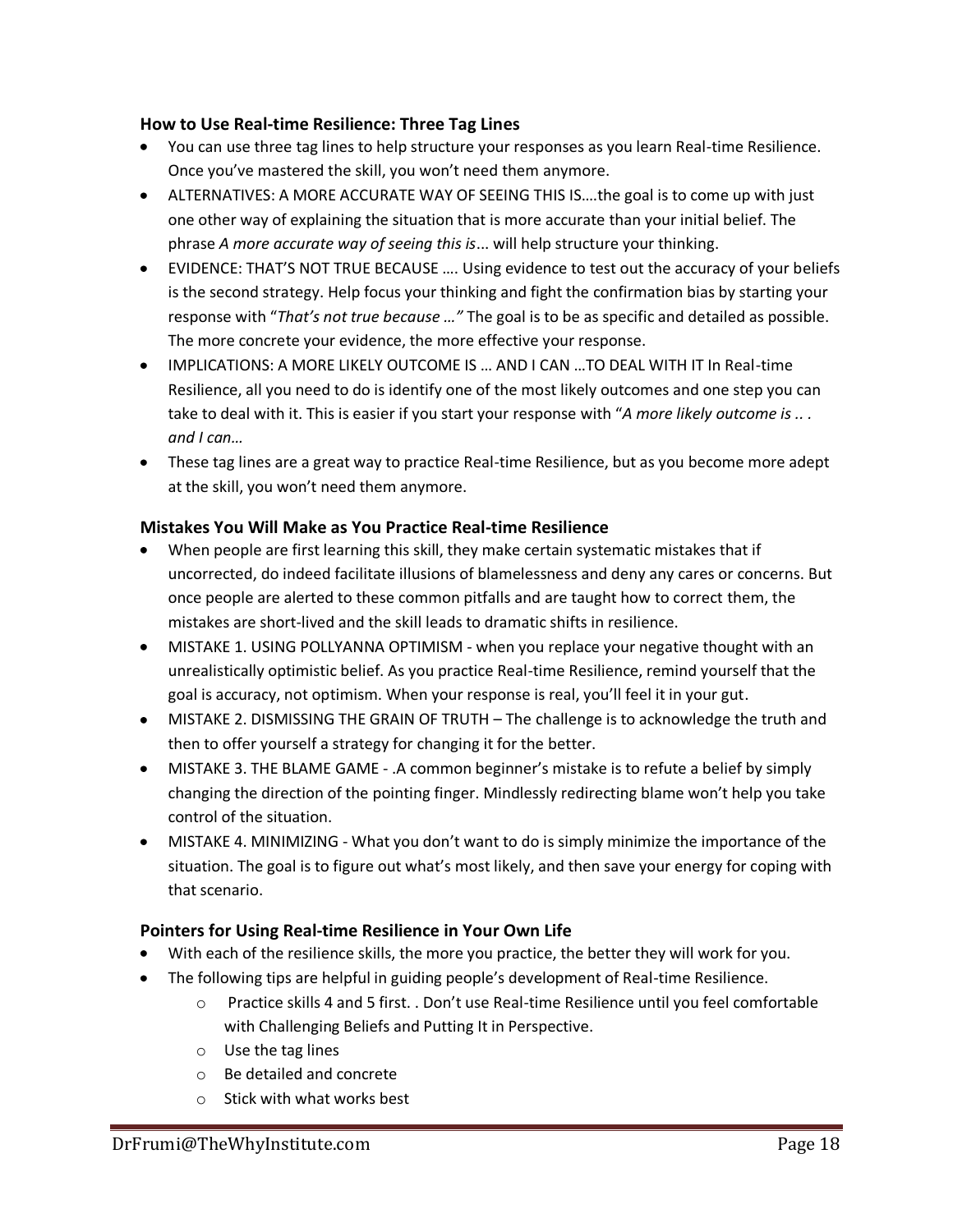### How to Use Real-time Resilience: Three Tag Lines

- You can use three tag lines to help structure your responses as you learn Real-time Resilience. Once you've mastered the skill, you won't need them anymore.
- ALTERNATIVES: A MORE ACCURATE WAY OF SEEING THIS IS….the goal is to come up with just one other way of explaining the situation that is more accurate than your initial belief. The phrase *A more accurate way of seeing this is*... will help structure your thinking.
- EVIDENCE: THAT'S NOT TRUE BECAUSE …. Using evidence to test out the accuracy of your beliefs is the second strategy. Help focus your thinking and fight the confirmation bias by starting your response with "*That's not true because …"* The goal is to be as specific and detailed as possible. The more concrete your evidence, the more effective your response.
- IMPLICATIONS: A MORE LIKELY OUTCOME IS … AND I CAN …TO DEAL WITH IT In Real-time Resilience, all you need to do is identify one of the most likely outcomes and one step you can take to deal with it. This is easier if you start your response with "*A more likely outcome is .. . and I can…*"
- These tag lines are a great way to practice Real-time Resilience, but as you become more adept at the skill, you won't need them anymore.

### Mistakes You Will Make as You Practice Real-time Resilience

- When people are first learning this skill, they make certain systematic mistakes that if uncorrected, do indeed facilitate illusions of blamelessness and deny any cares or concerns. But once people are alerted to these common pitfalls and are taught how to correct them, the mistakes are short-lived and the skill leads to dramatic shifts in resilience.
- MISTAKE 1. USING POLLYANNA OPTIMISM - when you replace your negative thought with an unrealistically optimistic belief. As you practice Real-time Resilience, remind yourself that the goal is accuracy, not optimism. When your response is real, you'll feel it in your gut.
- MISTAKE 2. DISMISSING THE GRAIN OF TRUTH – The challenge is to acknowledge the truth and then to offer yourself a strategy for changing it for the better.
- MISTAKE 3. THE BLAME GAME - .A common beginner's mistake is to refute a belief by simply changing the direction of the pointing finger. Mindlessly redirecting blame won't help you take control of the situation.
- MISTAKE 4. MINIMIZING - What you don't want to do is simply minimize the importance of the situation. The goal is to figure out what's most likely, and then save your energy for coping with that scenario.

### Pointers for Using Real-time Resilience in Your Own Life

- With each of the resilience skills, the more you practice, the better they will work for you.
- The following tips are helpful in guiding people's development of Real-time Resilience.
  - Practice skills 4 and 5 first. . Don't use Real-time Resilience until you feel comfortable with Challenging Beliefs and Putting It in Perspective.
  - Use the tag lines
  - Be detailed and concrete
  - Stick with what works best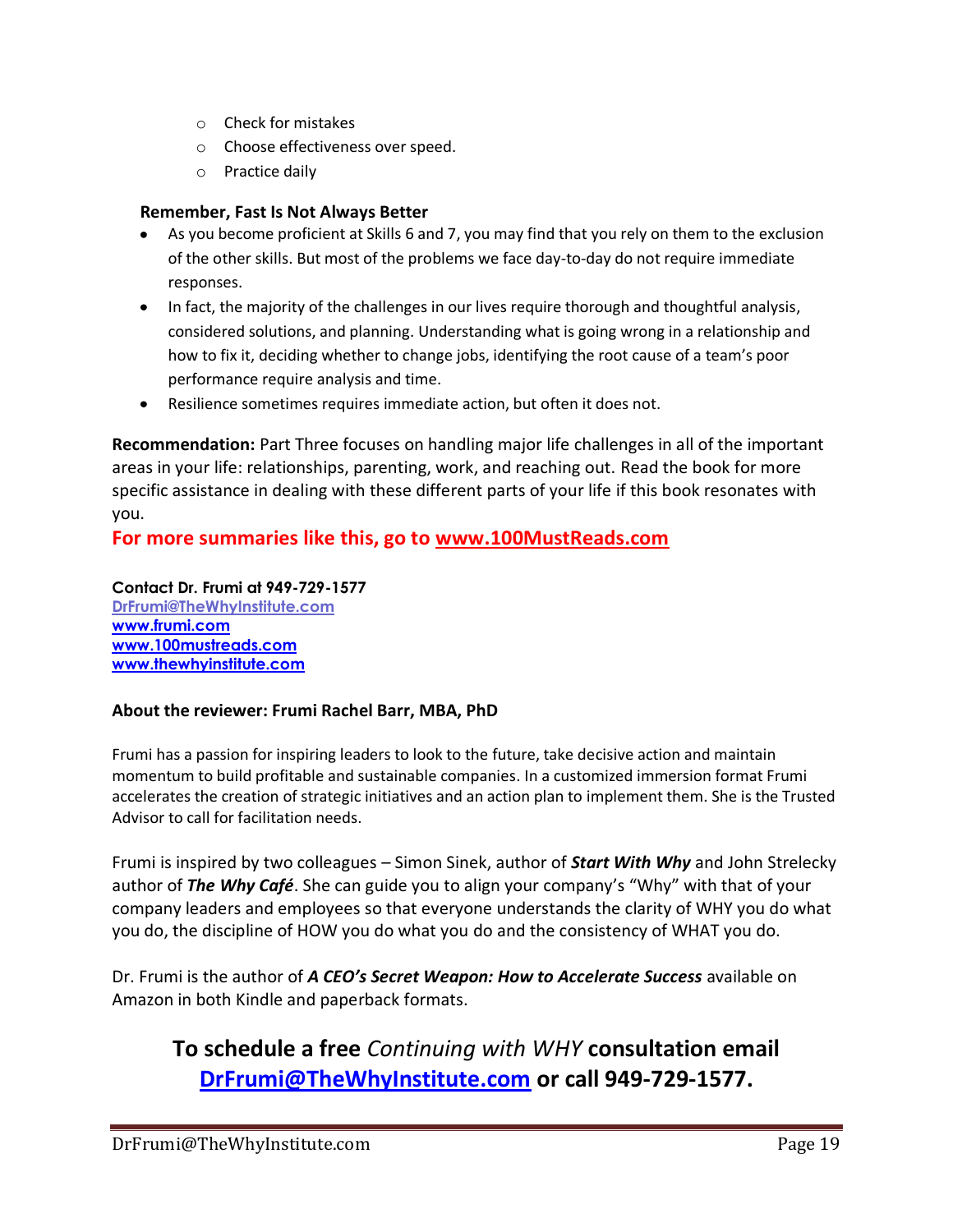- Check for mistakes
- Choose effectiveness over speed.
- Practice daily

**Remember, Fast Is Not Always Better**

- As you become proficient at Skills 6 and 7, you may find that you rely on them to the exclusion of the other skills. But most of the problems we face day-to-day do not require immediate responses.
- In fact, the majority of the challenges in our lives require thorough and thoughtful analysis, considered solutions, and planning. Understanding what is going wrong in a relationship and how to fix it, deciding whether to change jobs, identifying the root cause of a team's poor performance require analysis and time.
- Resilience sometimes requires immediate action, but often it does not.

**Recommendation:** Part Three focuses on handling major life challenges in all of the important areas in your life: relationships, parenting, work, and reaching out. Read the book for more specific assistance in dealing with these different parts of your life if this book resonates with you.

**For more summaries like this, go to [www.100MustReads.com](http://www.100MustReads.com)**

**Contact Dr. Frumi at 949-729-1577**
**[DrFrumi@TheWhyInstitute.com](mailto:DrFrumi@TheWhyInstitute.com)**
**[www.frumi.com](http://www.frumi.com)**
**[www.100mustreads.com](http://www.100mustreads.com)**
**[www.thewhyinstitute.com](http://www.thewhyinstitute.com)**

**About the reviewer: Frumi Rachel Barr, MBA, PhD**

Frumi has a passion for inspiring leaders to look to the future, take decisive action and maintain momentum to build profitable and sustainable companies. In a customized immersion format Frumi accelerates the creation of strategic initiatives and an action plan to implement them. She is the Trusted Advisor to call for facilitation needs.

Frumi is inspired by two colleagues – Simon Sinek, author of ***Start With Why*** and John Strelecky author of ***The Why Café***. She can guide you to align your company's "Why" with that of your company leaders and employees so that everyone understands the clarity of WHY you do what you do, the discipline of HOW you do what you do and the consistency of WHAT you do.

Dr. Frumi is the author of ***A CEO's Secret Weapon: How to Accelerate Success*** available on Amazon in both Kindle and paperback formats.

## To schedule a free *Continuing with WHY* consultation email [DrFrumi@TheWhyInstitute.com](mailto:DrFrumi@TheWhyInstitute.com) or call 949-729-1577.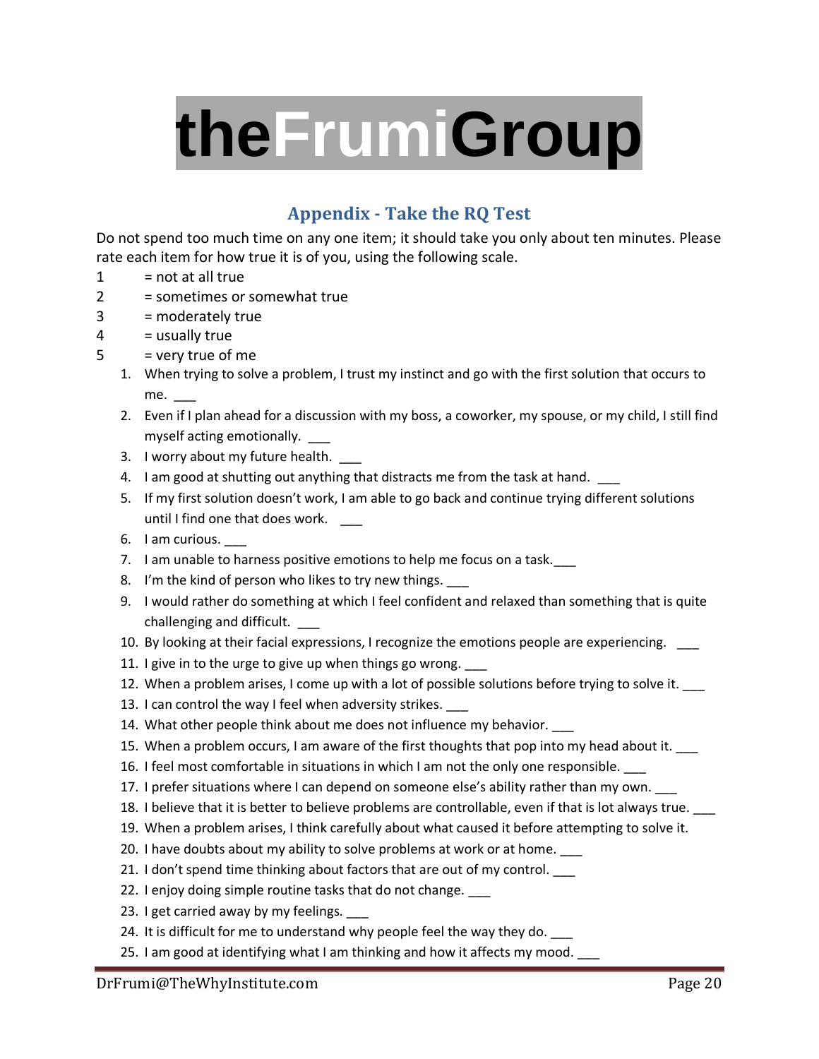# theFrumiGroup

## Appendix - Take the RQ Test

Do not spend too much time on any one item; it should take you only about ten minutes. Please rate each item for how true it is of you, using the following scale.

1 = not at all true
2 = sometimes or somewhat true
3 = moderately true
4 = usually true
5 = very true of me

1. When trying to solve a problem, I trust my instinct and go with the first solution that occurs to me. ___
2. Even if I plan ahead for a discussion with my boss, a coworker, my spouse, or my child, I still find myself acting emotionally. ___
3. I worry about my future health. ___
4. I am good at shutting out anything that distracts me from the task at hand. ___
5. If my first solution doesn't work, I am able to go back and continue trying different solutions until I find one that does work. ___
6. I am curious. ___
7. I am unable to harness positive emotions to help me focus on a task.___
8. I'm the kind of person who likes to try new things. ___
9. I would rather do something at which I feel confident and relaxed than something that is quite challenging and difficult. ___
10. By looking at their facial expressions, I recognize the emotions people are experiencing. ___
11. I give in to the urge to give up when things go wrong. ___
12. When a problem arises, I come up with a lot of possible solutions before trying to solve it. ___
13. I can control the way I feel when adversity strikes. ___
14. What other people think about me does not influence my behavior. ___
15. When a problem occurs, I am aware of the first thoughts that pop into my head about it. ___
16. I feel most comfortable in situations in which I am not the only one responsible. ___
17. I prefer situations where I can depend on someone else's ability rather than my own. ___
18. I believe that it is better to believe problems are controllable, even if that is lot always true. ___
19. When a problem arises, I think carefully about what caused it before attempting to solve it.
20. I have doubts about my ability to solve problems at work or at home. ___
21. I don't spend time thinking about factors that are out of my control. ___
22. I enjoy doing simple routine tasks that do not change. ___
23. I get carried away by my feelings. ___
24. It is difficult for me to understand why people feel the way they do. ___
25. I am good at identifying what I am thinking and how it affects my mood. ___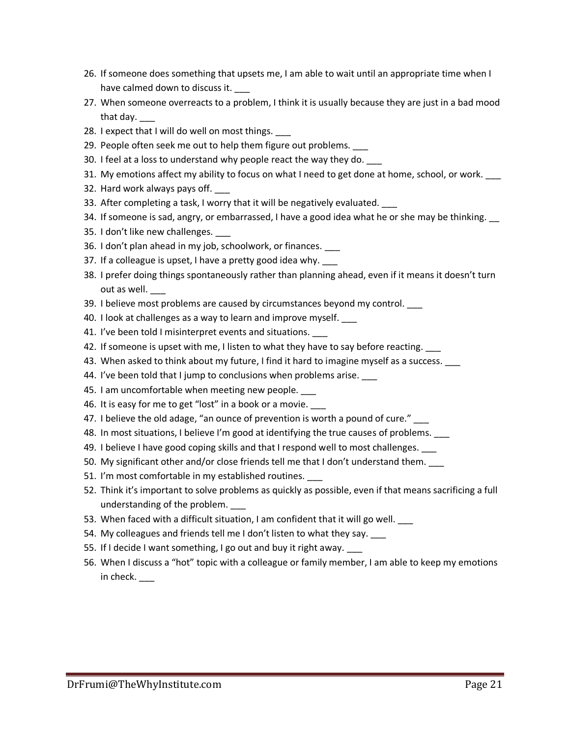26. If someone does something that upsets me, I am able to wait until an appropriate time when I have calmed down to discuss it. ___
27. When someone overreacts to a problem, I think it is usually because they are just in a bad mood that day. ___
28. I expect that I will do well on most things. ___
29. People often seek me out to help them figure out problems. ___
30. I feel at a loss to understand why people react the way they do. ___
31. My emotions affect my ability to focus on what I need to get done at home, school, or work. ___
32. Hard work always pays off. ___
33. After completing a task, I worry that it will be negatively evaluated. ___
34. If someone is sad, angry, or embarrassed, I have a good idea what he or she may be thinking. __
35. I don't like new challenges. ___
36. I don't plan ahead in my job, schoolwork, or finances. ___
37. If a colleague is upset, I have a pretty good idea why. ___
38. I prefer doing things spontaneously rather than planning ahead, even if it means it doesn't turn out as well. ___
39. I believe most problems are caused by circumstances beyond my control. ___
40. I look at challenges as a way to learn and improve myself. ___
41. I've been told I misinterpret events and situations. ___
42. If someone is upset with me, I listen to what they have to say before reacting. ___
43. When asked to think about my future, I find it hard to imagine myself as a success. ___
44. I've been told that I jump to conclusions when problems arise. ___
45. I am uncomfortable when meeting new people. ___
46. It is easy for me to get "lost" in a book or a movie. ___
47. I believe the old adage, "an ounce of prevention is worth a pound of cure." ___
48. In most situations, I believe I'm good at identifying the true causes of problems. ___
49. I believe I have good coping skills and that I respond well to most challenges. ___
50. My significant other and/or close friends tell me that I don't understand them. ___
51. I'm most comfortable in my established routines. ___
52. Think it's important to solve problems as quickly as possible, even if that means sacrificing a full understanding of the problem. ___
53. When faced with a difficult situation, I am confident that it will go well. ___
54. My colleagues and friends tell me I don't listen to what they say. ___
55. If I decide I want something, I go out and buy it right away. ___
56. When I discuss a "hot" topic with a colleague or family member, I am able to keep my emotions in check. ___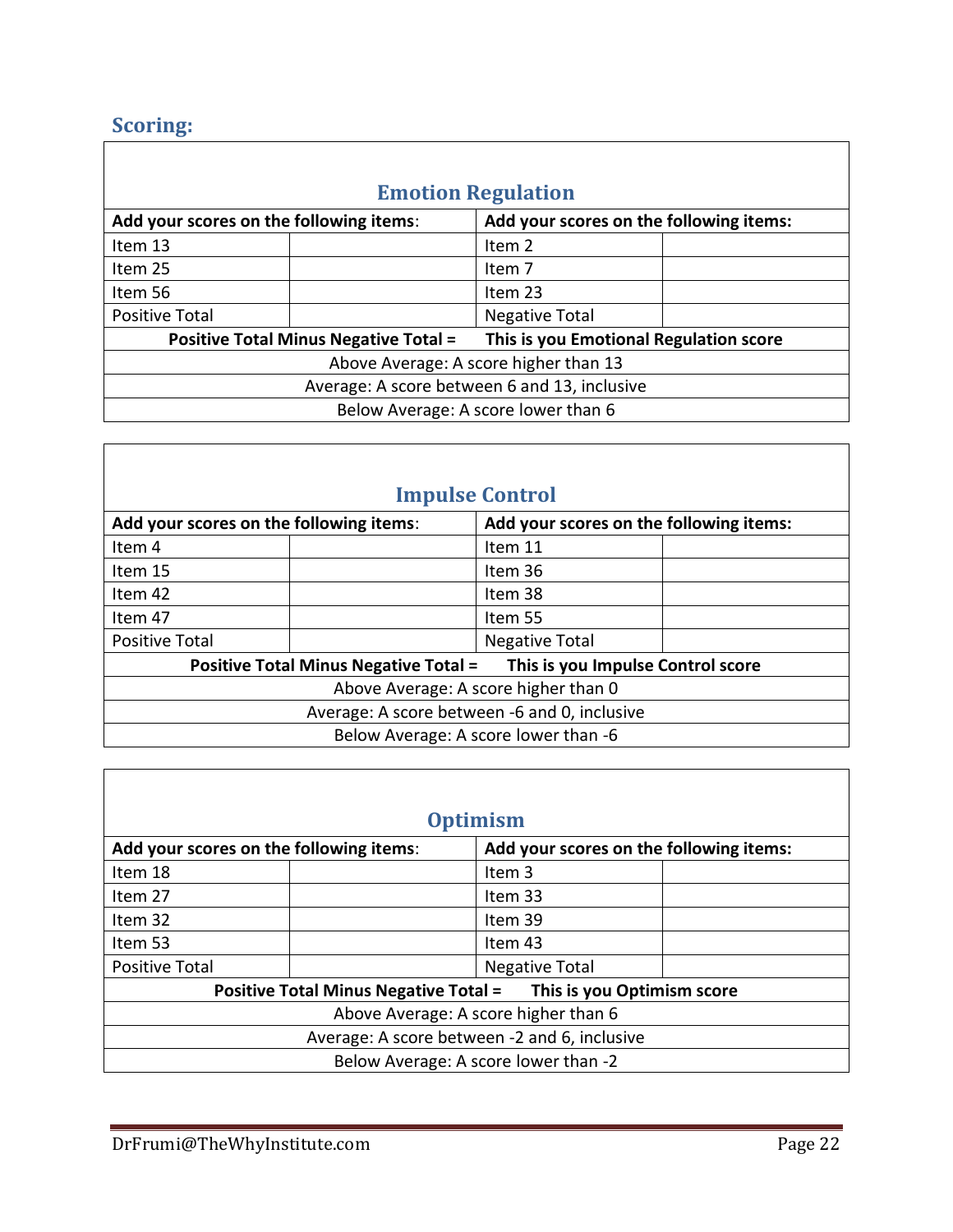## Scoring:

### Emotion Regulation

| Add your scores on the following items: | | Add your scores on the following items: | |
|---|---|---|---|
| Item 13 | | Item 2 | |
| Item 25 | | Item 7 | |
| Item 56 | | Item 23 | |
| Positive Total | | Negative Total | |
| **Positive Total Minus Negative Total =** | | **This is you Emotional Regulation score** | |
| Above Average: A score higher than 13 | | | |
| Average: A score between 6 and 13, inclusive | | | |
| Below Average: A score lower than 6 | | | |

### Impulse Control

| Add your scores on the following items: | | Add your scores on the following items: | |
|---|---|---|---|
| Item 4 | | Item 11 | |
| Item 15 | | Item 36 | |
| Item 42 | | Item 38 | |
| Item 47 | | Item 55 | |
| Positive Total | | Negative Total | |
| **Positive Total Minus Negative Total =** | | **This is you Impulse Control score** | |
| Above Average: A score higher than 0 | | | |
| Average: A score between -6 and 0, inclusive | | | |
| Below Average: A score lower than -6 | | | |

### Optimism

| Add your scores on the following items: | | Add your scores on the following items: | |
|---|---|---|---|
| Item 18 | | Item 3 | |
| Item 27 | | Item 33 | |
| Item 32 | | Item 39 | |
| Item 53 | | Item 43 | |
| Positive Total | | Negative Total | |
| **Positive Total Minus Negative Total =** | | **This is you Optimism score** | |
| Above Average: A score higher than 6 | | | |
| Average: A score between -2 and 6, inclusive | | | |
| Below Average: A score lower than -2 | | | |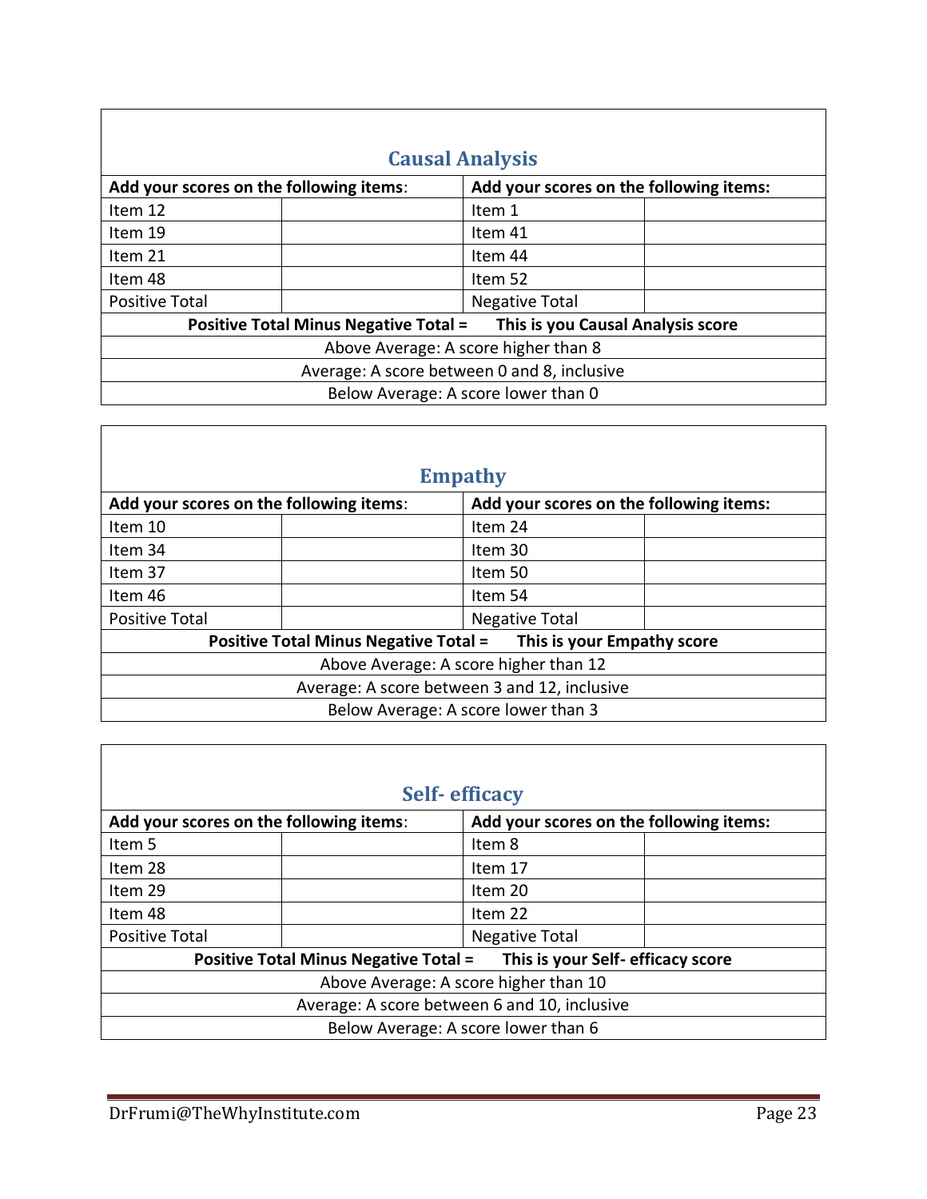## Causal Analysis

| Add your scores on the following items: | | Add your scores on the following items: | |
|---|---|---|---|
| Item 12 | | Item 1 | |
| Item 19 | | Item 41 | |
| Item 21 | | Item 44 | |
| Item 48 | | Item 52 | |
| Positive Total | | Negative Total | |

**Positive Total Minus Negative Total = This is you Causal Analysis score**

Above Average: A score higher than 8

Average: A score between 0 and 8, inclusive

Below Average: A score lower than 0

## Empathy

| Add your scores on the following items: | | Add your scores on the following items: | |
|---|---|---|---|
| Item 10 | | Item 24 | |
| Item 34 | | Item 30 | |
| Item 37 | | Item 50 | |
| Item 46 | | Item 54 | |
| Positive Total | | Negative Total | |

**Positive Total Minus Negative Total = This is your Empathy score**

Above Average: A score higher than 12

Average: A score between 3 and 12, inclusive

Below Average: A score lower than 3

## Self- efficacy

| Add your scores on the following items: | | Add your scores on the following items: | |
|---|---|---|---|
| Item 5 | | Item 8 | |
| Item 28 | | Item 17 | |
| Item 29 | | Item 20 | |
| Item 48 | | Item 22 | |
| Positive Total | | Negative Total | |

**Positive Total Minus Negative Total = This is your Self- efficacy score**

Above Average: A score higher than 10

Average: A score between 6 and 10, inclusive

Below Average: A score lower than 6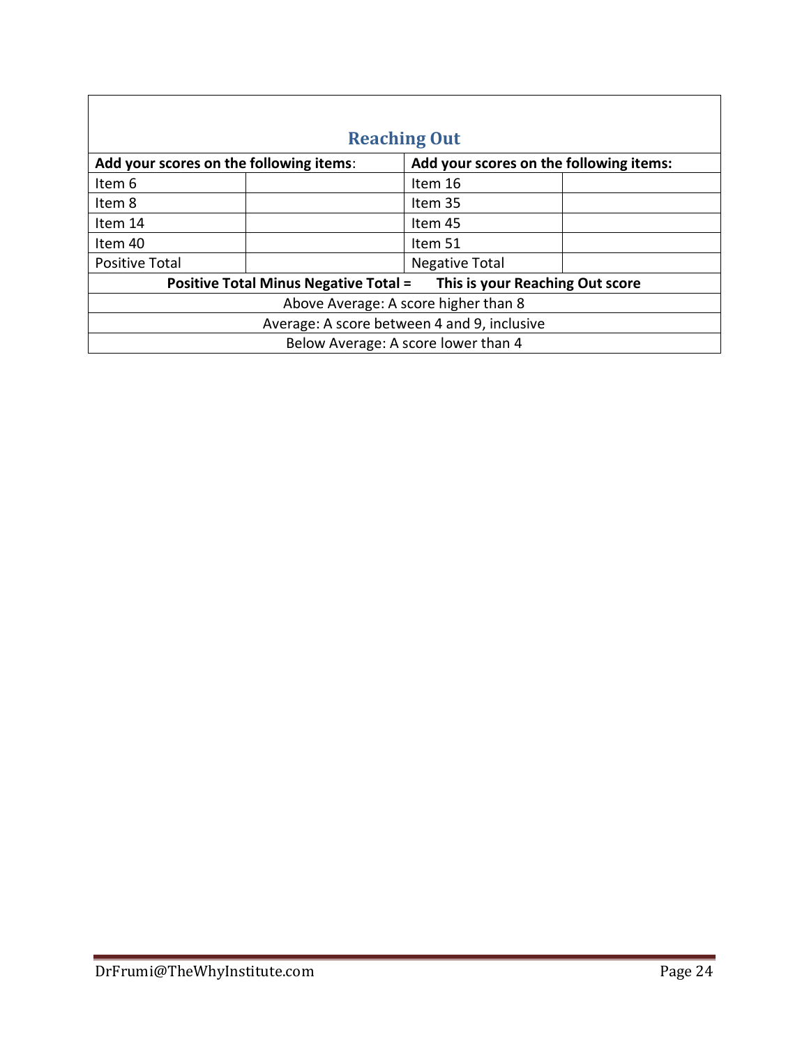## Reaching Out

| Add your scores on the following items: | | Add your scores on the following items: | |
|---|---|---|---|
| Item 6 | | Item 16 | |
| Item 8 | | Item 35 | |
| Item 14 | | Item 45 | |
| Item 40 | | Item 51 | |
| Positive Total | | Negative Total | |

**Positive Total Minus Negative Total = This is your Reaching Out score**

Above Average: A score higher than 8

Average: A score between 4 and 9, inclusive

Below Average: A score lower than 4

DrFrumi@TheWhyInstitute.com